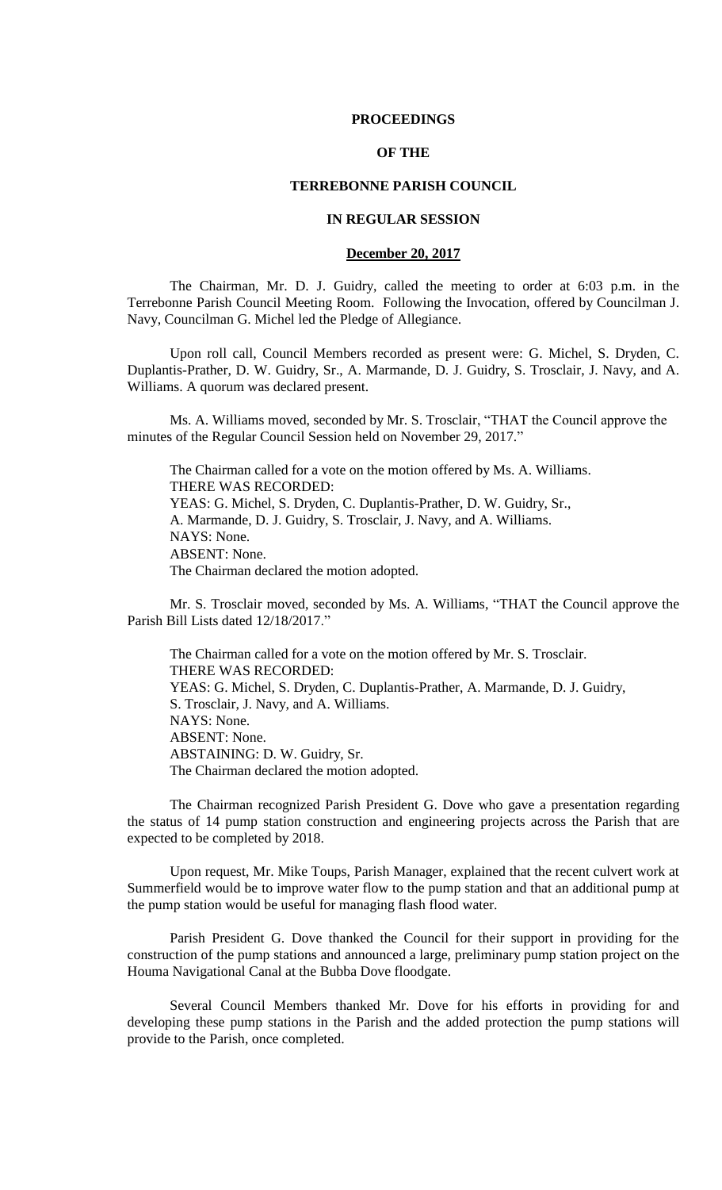**PROCEEDINGS**

**OF THE**

**TERREBONNE PARISH COUNCIL**

**IN REGULAR SESSION**

**December 20, 2017**

The Chairman, Mr. D. J. Guidry, called the meeting to order at 6:03 p.m. in the Terrebonne Parish Council Meeting Room. Following the Invocation, offered by Councilman J. Navy, Councilman G. Michel led the Pledge of Allegiance.

Upon roll call, Council Members recorded as present were: G. Michel, S. Dryden, C. Duplantis-Prather, D. W. Guidry, Sr., A. Marmande, D. J. Guidry, S. Trosclair, J. Navy, and A. Williams. A quorum was declared present.

Ms. A. Williams moved, seconded by Mr. S. Trosclair, "THAT the Council approve the minutes of the Regular Council Session held on November 29, 2017."

The Chairman called for a vote on the motion offered by Ms. A. Williams.
THERE WAS RECORDED:
YEAS: G. Michel, S. Dryden, C. Duplantis-Prather, D. W. Guidry, Sr., A. Marmande, D. J. Guidry, S. Trosclair, J. Navy, and A. Williams.
NAYS: None.
ABSENT: None.
The Chairman declared the motion adopted.

Mr. S. Trosclair moved, seconded by Ms. A. Williams, "THAT the Council approve the Parish Bill Lists dated 12/18/2017."

The Chairman called for a vote on the motion offered by Mr. S. Trosclair.
THERE WAS RECORDED:
YEAS: G. Michel, S. Dryden, C. Duplantis-Prather, A. Marmande, D. J. Guidry, S. Trosclair, J. Navy, and A. Williams.
NAYS: None.
ABSENT: None.
ABSTAINING: D. W. Guidry, Sr.
The Chairman declared the motion adopted.

The Chairman recognized Parish President G. Dove who gave a presentation regarding the status of 14 pump station construction and engineering projects across the Parish that are expected to be completed by 2018.

Upon request, Mr. Mike Toups, Parish Manager, explained that the recent culvert work at Summerfield would be to improve water flow to the pump station and that an additional pump at the pump station would be useful for managing flash flood water.

Parish President G. Dove thanked the Council for their support in providing for the construction of the pump stations and announced a large, preliminary pump station project on the Houma Navigational Canal at the Bubba Dove floodgate.

Several Council Members thanked Mr. Dove for his efforts in providing for and developing these pump stations in the Parish and the added protection the pump stations will provide to the Parish, once completed.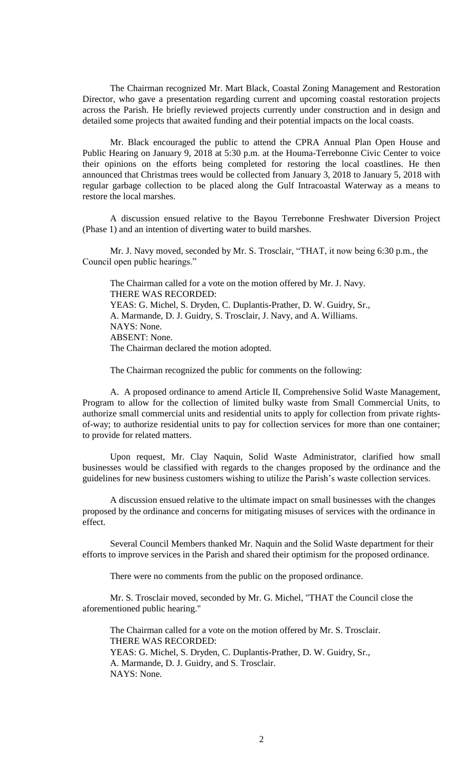The Chairman recognized Mr. Mart Black, Coastal Zoning Management and Restoration Director, who gave a presentation regarding current and upcoming coastal restoration projects across the Parish. He briefly reviewed projects currently under construction and in design and detailed some projects that awaited funding and their potential impacts on the local coasts.

Mr. Black encouraged the public to attend the CPRA Annual Plan Open House and Public Hearing on January 9, 2018 at 5:30 p.m. at the Houma-Terrebonne Civic Center to voice their opinions on the efforts being completed for restoring the local coastlines. He then announced that Christmas trees would be collected from January 3, 2018 to January 5, 2018 with regular garbage collection to be placed along the Gulf Intracoastal Waterway as a means to restore the local marshes.

A discussion ensued relative to the Bayou Terrebonne Freshwater Diversion Project (Phase 1) and an intention of diverting water to build marshes.

Mr. J. Navy moved, seconded by Mr. S. Trosclair, "THAT, it now being 6:30 p.m., the Council open public hearings."

The Chairman called for a vote on the motion offered by Mr. J. Navy.
THERE WAS RECORDED:
YEAS: G. Michel, S. Dryden, C. Duplantis-Prather, D. W. Guidry, Sr., A. Marmande, D. J. Guidry, S. Trosclair, J. Navy, and A. Williams.
NAYS: None.
ABSENT: None.
The Chairman declared the motion adopted.

The Chairman recognized the public for comments on the following:

A. A proposed ordinance to amend Article II, Comprehensive Solid Waste Management, Program to allow for the collection of limited bulky waste from Small Commercial Units, to authorize small commercial units and residential units to apply for collection from private rights-of-way; to authorize residential units to pay for collection services for more than one container; to provide for related matters.

Upon request, Mr. Clay Naquin, Solid Waste Administrator, clarified how small businesses would be classified with regards to the changes proposed by the ordinance and the guidelines for new business customers wishing to utilize the Parish's waste collection services.

A discussion ensued relative to the ultimate impact on small businesses with the changes proposed by the ordinance and concerns for mitigating misuses of services with the ordinance in effect.

Several Council Members thanked Mr. Naquin and the Solid Waste department for their efforts to improve services in the Parish and shared their optimism for the proposed ordinance.

There were no comments from the public on the proposed ordinance.

Mr. S. Trosclair moved, seconded by Mr. G. Michel, "THAT the Council close the aforementioned public hearing."

The Chairman called for a vote on the motion offered by Mr. S. Trosclair.
THERE WAS RECORDED:
YEAS: G. Michel, S. Dryden, C. Duplantis-Prather, D. W. Guidry, Sr., A. Marmande, D. J. Guidry, and S. Trosclair.
NAYS: None.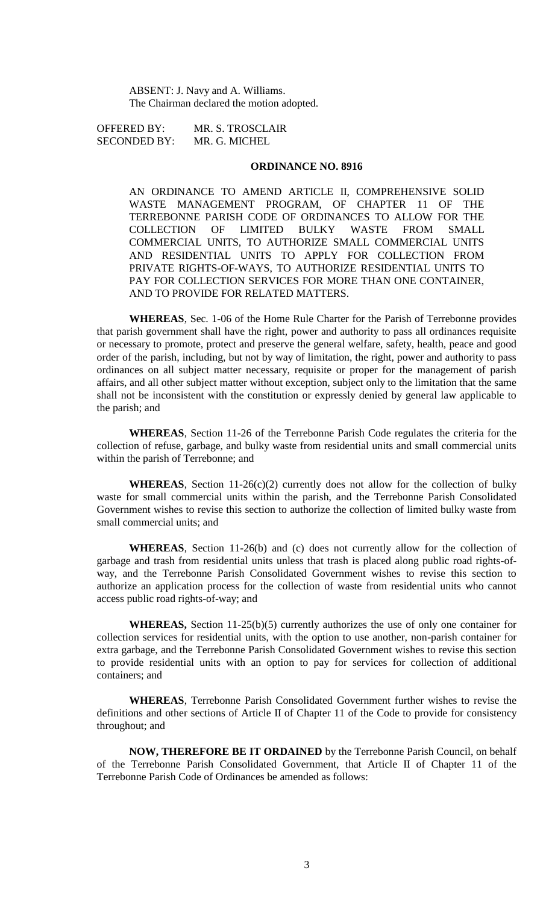ABSENT: J. Navy and A. Williams.
The Chairman declared the motion adopted.

OFFERED BY: MR. S. TROSCLAIR
SECONDED BY: MR. G. MICHEL

**ORDINANCE NO. 8916**

AN ORDINANCE TO AMEND ARTICLE II, COMPREHENSIVE SOLID WASTE MANAGEMENT PROGRAM, OF CHAPTER 11 OF THE TERREBONNE PARISH CODE OF ORDINANCES TO ALLOW FOR THE COLLECTION OF LIMITED BULKY WASTE FROM SMALL COMMERCIAL UNITS, TO AUTHORIZE SMALL COMMERCIAL UNITS AND RESIDENTIAL UNITS TO APPLY FOR COLLECTION FROM PRIVATE RIGHTS-OF-WAYS, TO AUTHORIZE RESIDENTIAL UNITS TO PAY FOR COLLECTION SERVICES FOR MORE THAN ONE CONTAINER, AND TO PROVIDE FOR RELATED MATTERS.

**WHEREAS**, Sec. 1-06 of the Home Rule Charter for the Parish of Terrebonne provides that parish government shall have the right, power and authority to pass all ordinances requisite or necessary to promote, protect and preserve the general welfare, safety, health, peace and good order of the parish, including, but not by way of limitation, the right, power and authority to pass ordinances on all subject matter necessary, requisite or proper for the management of parish affairs, and all other subject matter without exception, subject only to the limitation that the same shall not be inconsistent with the constitution or expressly denied by general law applicable to the parish; and

**WHEREAS**, Section 11-26 of the Terrebonne Parish Code regulates the criteria for the collection of refuse, garbage, and bulky waste from residential units and small commercial units within the parish of Terrebonne; and

**WHEREAS**, Section 11-26(c)(2) currently does not allow for the collection of bulky waste for small commercial units within the parish, and the Terrebonne Parish Consolidated Government wishes to revise this section to authorize the collection of limited bulky waste from small commercial units; and

**WHEREAS**, Section 11-26(b) and (c) does not currently allow for the collection of garbage and trash from residential units unless that trash is placed along public road rights-of-way, and the Terrebonne Parish Consolidated Government wishes to revise this section to authorize an application process for the collection of waste from residential units who cannot access public road rights-of-way; and

**WHEREAS,** Section 11-25(b)(5) currently authorizes the use of only one container for collection services for residential units, with the option to use another, non-parish container for extra garbage, and the Terrebonne Parish Consolidated Government wishes to revise this section to provide residential units with an option to pay for services for collection of additional containers; and

**WHEREAS**, Terrebonne Parish Consolidated Government further wishes to revise the definitions and other sections of Article II of Chapter 11 of the Code to provide for consistency throughout; and

**NOW, THEREFORE BE IT ORDAINED** by the Terrebonne Parish Council, on behalf of the Terrebonne Parish Consolidated Government, that Article II of Chapter 11 of the Terrebonne Parish Code of Ordinances be amended as follows: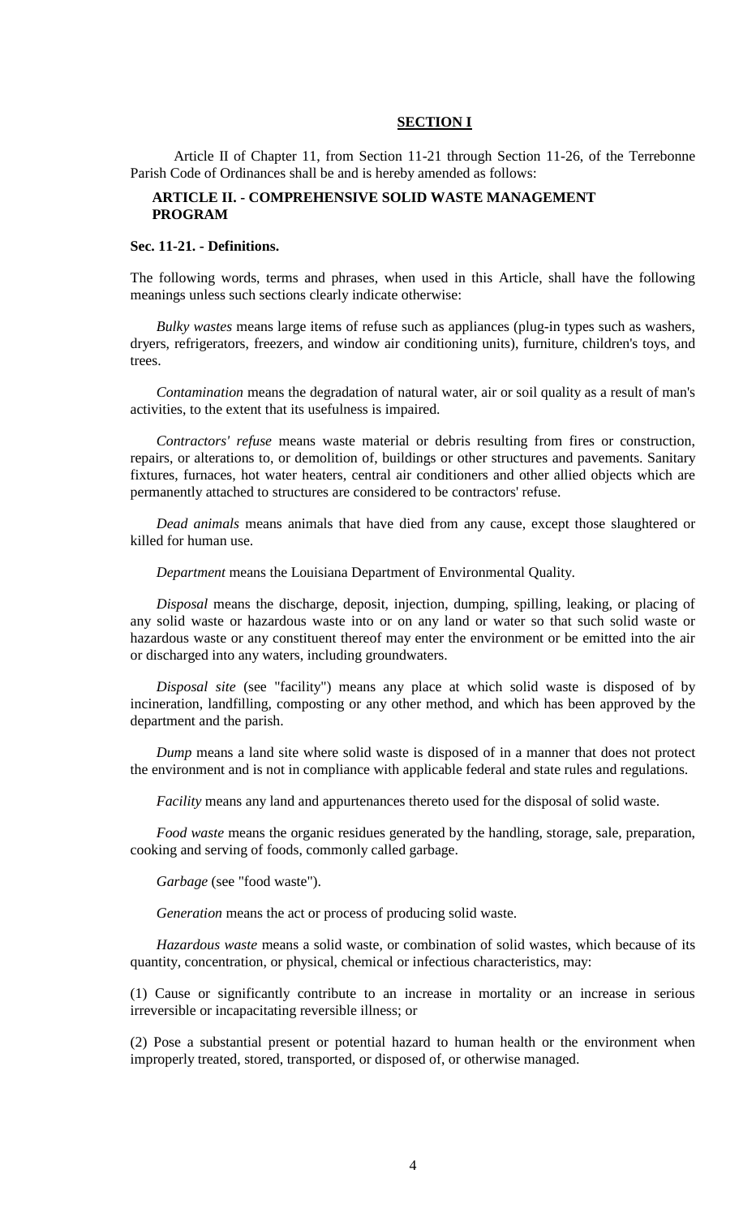## SECTION I

Article II of Chapter 11, from Section 11-21 through Section 11-26, of the Terrebonne Parish Code of Ordinances shall be and is hereby amended as follows:

### ARTICLE II. - COMPREHENSIVE SOLID WASTE MANAGEMENT PROGRAM

**Sec. 11-21. - Definitions.**

The following words, terms and phrases, when used in this Article, shall have the following meanings unless such sections clearly indicate otherwise:

*Bulky wastes* means large items of refuse such as appliances (plug-in types such as washers, dryers, refrigerators, freezers, and window air conditioning units), furniture, children's toys, and trees.

*Contamination* means the degradation of natural water, air or soil quality as a result of man's activities, to the extent that its usefulness is impaired.

*Contractors' refuse* means waste material or debris resulting from fires or construction, repairs, or alterations to, or demolition of, buildings or other structures and pavements. Sanitary fixtures, furnaces, hot water heaters, central air conditioners and other allied objects which are permanently attached to structures are considered to be contractors' refuse.

*Dead animals* means animals that have died from any cause, except those slaughtered or killed for human use.

*Department* means the Louisiana Department of Environmental Quality.

*Disposal* means the discharge, deposit, injection, dumping, spilling, leaking, or placing of any solid waste or hazardous waste into or on any land or water so that such solid waste or hazardous waste or any constituent thereof may enter the environment or be emitted into the air or discharged into any waters, including groundwaters.

*Disposal site* (see "facility") means any place at which solid waste is disposed of by incineration, landfilling, composting or any other method, and which has been approved by the department and the parish.

*Dump* means a land site where solid waste is disposed of in a manner that does not protect the environment and is not in compliance with applicable federal and state rules and regulations.

*Facility* means any land and appurtenances thereto used for the disposal of solid waste.

*Food waste* means the organic residues generated by the handling, storage, sale, preparation, cooking and serving of foods, commonly called garbage.

*Garbage* (see "food waste").

*Generation* means the act or process of producing solid waste.

*Hazardous waste* means a solid waste, or combination of solid wastes, which because of its quantity, concentration, or physical, chemical or infectious characteristics, may:

(1) Cause or significantly contribute to an increase in mortality or an increase in serious irreversible or incapacitating reversible illness; or

(2) Pose a substantial present or potential hazard to human health or the environment when improperly treated, stored, transported, or disposed of, or otherwise managed.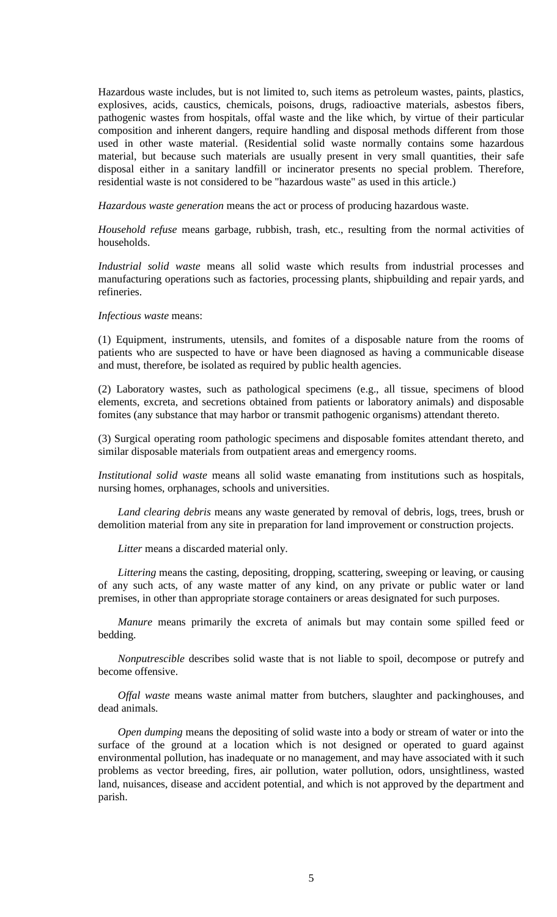Hazardous waste includes, but is not limited to, such items as petroleum wastes, paints, plastics, explosives, acids, caustics, chemicals, poisons, drugs, radioactive materials, asbestos fibers, pathogenic wastes from hospitals, offal waste and the like which, by virtue of their particular composition and inherent dangers, require handling and disposal methods different from those used in other waste material. (Residential solid waste normally contains some hazardous material, but because such materials are usually present in very small quantities, their safe disposal either in a sanitary landfill or incinerator presents no special problem. Therefore, residential waste is not considered to be "hazardous waste" as used in this article.)

*Hazardous waste generation* means the act or process of producing hazardous waste.

*Household refuse* means garbage, rubbish, trash, etc., resulting from the normal activities of households.

*Industrial solid waste* means all solid waste which results from industrial processes and manufacturing operations such as factories, processing plants, shipbuilding and repair yards, and refineries.

*Infectious waste* means:

(1) Equipment, instruments, utensils, and fomites of a disposable nature from the rooms of patients who are suspected to have or have been diagnosed as having a communicable disease and must, therefore, be isolated as required by public health agencies.

(2) Laboratory wastes, such as pathological specimens (e.g., all tissue, specimens of blood elements, excreta, and secretions obtained from patients or laboratory animals) and disposable fomites (any substance that may harbor or transmit pathogenic organisms) attendant thereto.

(3) Surgical operating room pathologic specimens and disposable fomites attendant thereto, and similar disposable materials from outpatient areas and emergency rooms.

*Institutional solid waste* means all solid waste emanating from institutions such as hospitals, nursing homes, orphanages, schools and universities.

*Land clearing debris* means any waste generated by removal of debris, logs, trees, brush or demolition material from any site in preparation for land improvement or construction projects.

*Litter* means a discarded material only.

*Littering* means the casting, depositing, dropping, scattering, sweeping or leaving, or causing of any such acts, of any waste matter of any kind, on any private or public water or land premises, in other than appropriate storage containers or areas designated for such purposes.

*Manure* means primarily the excreta of animals but may contain some spilled feed or bedding.

*Nonputrescible* describes solid waste that is not liable to spoil, decompose or putrefy and become offensive.

*Offal waste* means waste animal matter from butchers, slaughter and packinghouses, and dead animals.

*Open dumping* means the depositing of solid waste into a body or stream of water or into the surface of the ground at a location which is not designed or operated to guard against environmental pollution, has inadequate or no management, and may have associated with it such problems as vector breeding, fires, air pollution, water pollution, odors, unsightliness, wasted land, nuisances, disease and accident potential, and which is not approved by the department and parish.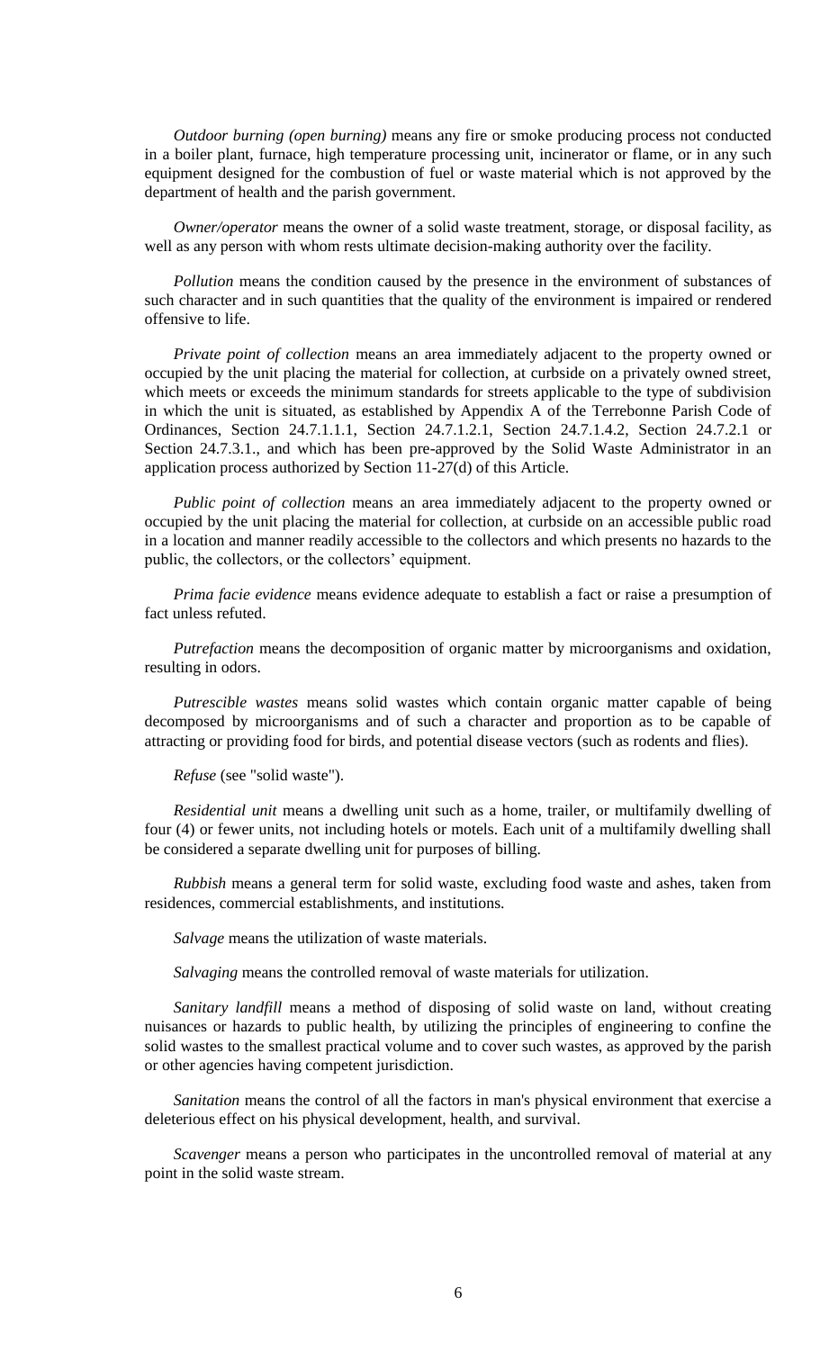*Outdoor burning (open burning)* means any fire or smoke producing process not conducted in a boiler plant, furnace, high temperature processing unit, incinerator or flame, or in any such equipment designed for the combustion of fuel or waste material which is not approved by the department of health and the parish government.

*Owner/operator* means the owner of a solid waste treatment, storage, or disposal facility, as well as any person with whom rests ultimate decision-making authority over the facility.

*Pollution* means the condition caused by the presence in the environment of substances of such character and in such quantities that the quality of the environment is impaired or rendered offensive to life.

*Private point of collection* means an area immediately adjacent to the property owned or occupied by the unit placing the material for collection, at curbside on a privately owned street, which meets or exceeds the minimum standards for streets applicable to the type of subdivision in which the unit is situated, as established by Appendix A of the Terrebonne Parish Code of Ordinances, Section 24.7.1.1.1, Section 24.7.1.2.1, Section 24.7.1.4.2, Section 24.7.2.1 or Section 24.7.3.1., and which has been pre-approved by the Solid Waste Administrator in an application process authorized by Section 11-27(d) of this Article.

*Public point of collection* means an area immediately adjacent to the property owned or occupied by the unit placing the material for collection, at curbside on an accessible public road in a location and manner readily accessible to the collectors and which presents no hazards to the public, the collectors, or the collectors' equipment.

*Prima facie evidence* means evidence adequate to establish a fact or raise a presumption of fact unless refuted.

*Putrefaction* means the decomposition of organic matter by microorganisms and oxidation, resulting in odors.

*Putrescible wastes* means solid wastes which contain organic matter capable of being decomposed by microorganisms and of such a character and proportion as to be capable of attracting or providing food for birds, and potential disease vectors (such as rodents and flies).

*Refuse* (see "solid waste").

*Residential unit* means a dwelling unit such as a home, trailer, or multifamily dwelling of four (4) or fewer units, not including hotels or motels. Each unit of a multifamily dwelling shall be considered a separate dwelling unit for purposes of billing.

*Rubbish* means a general term for solid waste, excluding food waste and ashes, taken from residences, commercial establishments, and institutions.

*Salvage* means the utilization of waste materials.

*Salvaging* means the controlled removal of waste materials for utilization.

*Sanitary landfill* means a method of disposing of solid waste on land, without creating nuisances or hazards to public health, by utilizing the principles of engineering to confine the solid wastes to the smallest practical volume and to cover such wastes, as approved by the parish or other agencies having competent jurisdiction.

*Sanitation* means the control of all the factors in man's physical environment that exercise a deleterious effect on his physical development, health, and survival.

*Scavenger* means a person who participates in the uncontrolled removal of material at any point in the solid waste stream.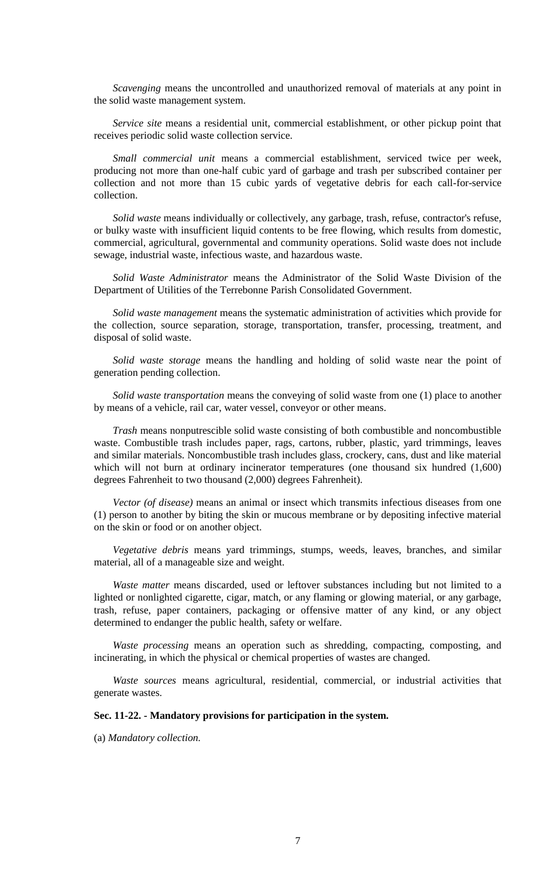*Scavenging* means the uncontrolled and unauthorized removal of materials at any point in the solid waste management system.

*Service site* means a residential unit, commercial establishment, or other pickup point that receives periodic solid waste collection service.

*Small commercial unit* means a commercial establishment, serviced twice per week, producing not more than one-half cubic yard of garbage and trash per subscribed container per collection and not more than 15 cubic yards of vegetative debris for each call-for-service collection.

*Solid waste* means individually or collectively, any garbage, trash, refuse, contractor's refuse, or bulky waste with insufficient liquid contents to be free flowing, which results from domestic, commercial, agricultural, governmental and community operations. Solid waste does not include sewage, industrial waste, infectious waste, and hazardous waste.

*Solid Waste Administrator* means the Administrator of the Solid Waste Division of the Department of Utilities of the Terrebonne Parish Consolidated Government.

*Solid waste management* means the systematic administration of activities which provide for the collection, source separation, storage, transportation, transfer, processing, treatment, and disposal of solid waste.

*Solid waste storage* means the handling and holding of solid waste near the point of generation pending collection.

*Solid waste transportation* means the conveying of solid waste from one (1) place to another by means of a vehicle, rail car, water vessel, conveyor or other means.

*Trash* means nonputrescible solid waste consisting of both combustible and noncombustible waste. Combustible trash includes paper, rags, cartons, rubber, plastic, yard trimmings, leaves and similar materials. Noncombustible trash includes glass, crockery, cans, dust and like material which will not burn at ordinary incinerator temperatures (one thousand six hundred (1,600) degrees Fahrenheit to two thousand (2,000) degrees Fahrenheit).

*Vector (of disease)* means an animal or insect which transmits infectious diseases from one (1) person to another by biting the skin or mucous membrane or by depositing infective material on the skin or food or on another object.

*Vegetative debris* means yard trimmings, stumps, weeds, leaves, branches, and similar material, all of a manageable size and weight.

*Waste matter* means discarded, used or leftover substances including but not limited to a lighted or nonlighted cigarette, cigar, match, or any flaming or glowing material, or any garbage, trash, refuse, paper containers, packaging or offensive matter of any kind, or any object determined to endanger the public health, safety or welfare.

*Waste processing* means an operation such as shredding, compacting, composting, and incinerating, in which the physical or chemical properties of wastes are changed.

*Waste sources* means agricultural, residential, commercial, or industrial activities that generate wastes.

**Sec. 11-22. - Mandatory provisions for participation in the system.**

(a) *Mandatory collection.*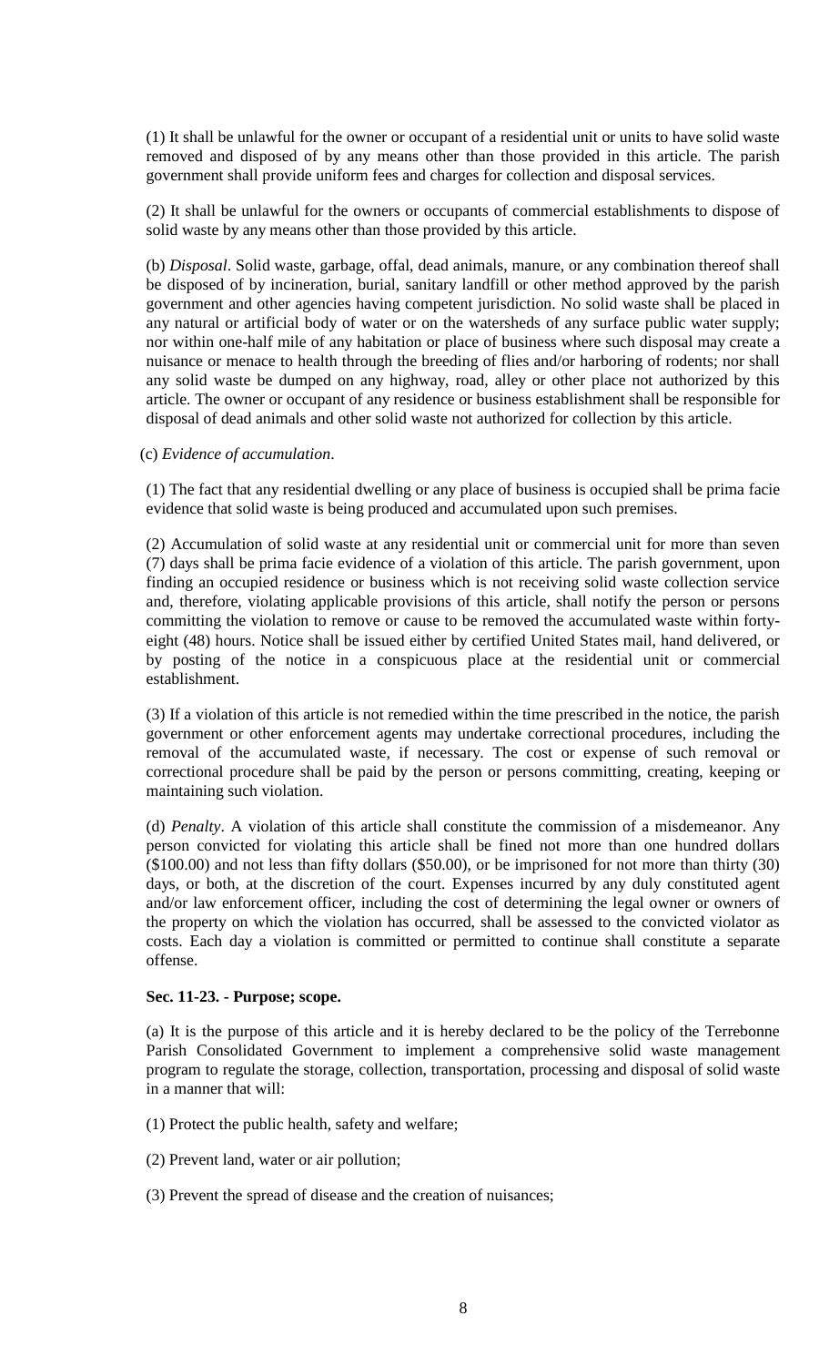(1) It shall be unlawful for the owner or occupant of a residential unit or units to have solid waste removed and disposed of by any means other than those provided in this article. The parish government shall provide uniform fees and charges for collection and disposal services.

(2) It shall be unlawful for the owners or occupants of commercial establishments to dispose of solid waste by any means other than those provided by this article.

(b) *Disposal*. Solid waste, garbage, offal, dead animals, manure, or any combination thereof shall be disposed of by incineration, burial, sanitary landfill or other method approved by the parish government and other agencies having competent jurisdiction. No solid waste shall be placed in any natural or artificial body of water or on the watersheds of any surface public water supply; nor within one-half mile of any habitation or place of business where such disposal may create a nuisance or menace to health through the breeding of flies and/or harboring of rodents; nor shall any solid waste be dumped on any highway, road, alley or other place not authorized by this article. The owner or occupant of any residence or business establishment shall be responsible for disposal of dead animals and other solid waste not authorized for collection by this article.

(c) *Evidence of accumulation*.

(1) The fact that any residential dwelling or any place of business is occupied shall be prima facie evidence that solid waste is being produced and accumulated upon such premises.

(2) Accumulation of solid waste at any residential unit or commercial unit for more than seven (7) days shall be prima facie evidence of a violation of this article. The parish government, upon finding an occupied residence or business which is not receiving solid waste collection service and, therefore, violating applicable provisions of this article, shall notify the person or persons committing the violation to remove or cause to be removed the accumulated waste within forty-eight (48) hours. Notice shall be issued either by certified United States mail, hand delivered, or by posting of the notice in a conspicuous place at the residential unit or commercial establishment.

(3) If a violation of this article is not remedied within the time prescribed in the notice, the parish government or other enforcement agents may undertake correctional procedures, including the removal of the accumulated waste, if necessary. The cost or expense of such removal or correctional procedure shall be paid by the person or persons committing, creating, keeping or maintaining such violation.

(d) *Penalty*. A violation of this article shall constitute the commission of a misdemeanor. Any person convicted for violating this article shall be fined not more than one hundred dollars ($100.00) and not less than fifty dollars ($50.00), or be imprisoned for not more than thirty (30) days, or both, at the discretion of the court. Expenses incurred by any duly constituted agent and/or law enforcement officer, including the cost of determining the legal owner or owners of the property on which the violation has occurred, shall be assessed to the convicted violator as costs. Each day a violation is committed or permitted to continue shall constitute a separate offense.

**Sec. 11-23. - Purpose; scope.**

(a) It is the purpose of this article and it is hereby declared to be the policy of the Terrebonne Parish Consolidated Government to implement a comprehensive solid waste management program to regulate the storage, collection, transportation, processing and disposal of solid waste in a manner that will:

(1) Protect the public health, safety and welfare;

(2) Prevent land, water or air pollution;

(3) Prevent the spread of disease and the creation of nuisances;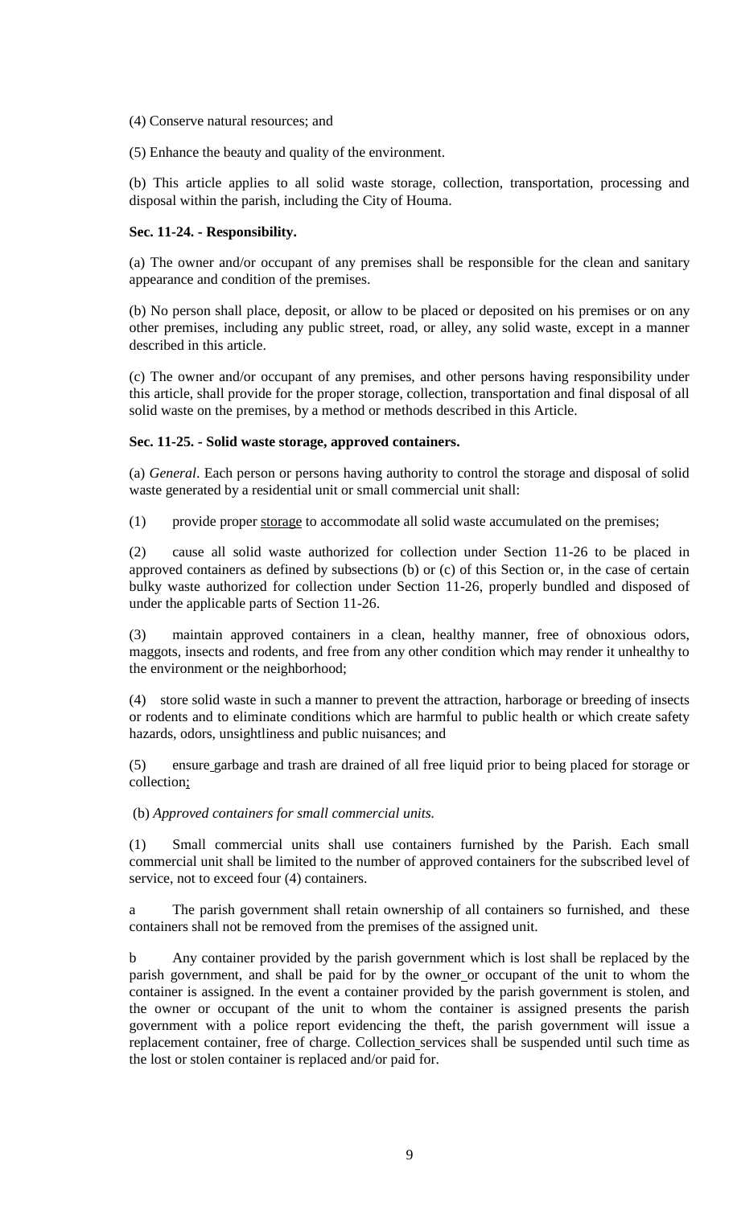(4) Conserve natural resources; and

(5) Enhance the beauty and quality of the environment.

(b) This article applies to all solid waste storage, collection, transportation, processing and disposal within the parish, including the City of Houma.

**Sec. 11-24. - Responsibility.**

(a) The owner and/or occupant of any premises shall be responsible for the clean and sanitary appearance and condition of the premises.

(b) No person shall place, deposit, or allow to be placed or deposited on his premises or on any other premises, including any public street, road, or alley, any solid waste, except in a manner described in this article.

(c) The owner and/or occupant of any premises, and other persons having responsibility under this article, shall provide for the proper storage, collection, transportation and final disposal of all solid waste on the premises, by a method or methods described in this Article.

**Sec. 11-25. - Solid waste storage, approved containers.**

(a) *General*. Each person or persons having authority to control the storage and disposal of solid waste generated by a residential unit or small commercial unit shall:

(1) provide proper storage to accommodate all solid waste accumulated on the premises;

(2) cause all solid waste authorized for collection under Section 11-26 to be placed in approved containers as defined by subsections (b) or (c) of this Section or, in the case of certain bulky waste authorized for collection under Section 11-26, properly bundled and disposed of under the applicable parts of Section 11-26.

(3) maintain approved containers in a clean, healthy manner, free of obnoxious odors, maggots, insects and rodents, and free from any other condition which may render it unhealthy to the environment or the neighborhood;

(4) store solid waste in such a manner to prevent the attraction, harborage or breeding of insects or rodents and to eliminate conditions which are harmful to public health or which create safety hazards, odors, unsightliness and public nuisances; and

(5) ensure garbage and trash are drained of all free liquid prior to being placed for storage or collection;

(b) *Approved containers for small commercial units.*

(1) Small commercial units shall use containers furnished by the Parish. Each small commercial unit shall be limited to the number of approved containers for the subscribed level of service, not to exceed four (4) containers.

a The parish government shall retain ownership of all containers so furnished, and these containers shall not be removed from the premises of the assigned unit.

b Any container provided by the parish government which is lost shall be replaced by the parish government, and shall be paid for by the owner or occupant of the unit to whom the container is assigned. In the event a container provided by the parish government is stolen, and the owner or occupant of the unit to whom the container is assigned presents the parish government with a police report evidencing the theft, the parish government will issue a replacement container, free of charge. Collection services shall be suspended until such time as the lost or stolen container is replaced and/or paid for.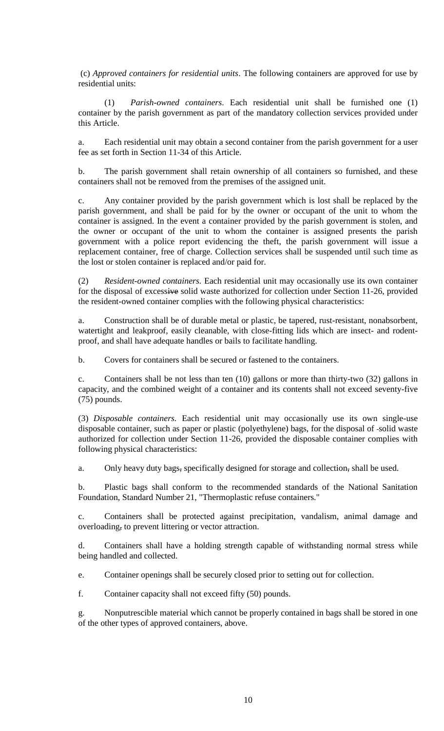(c) *Approved containers for residential units*. The following containers are approved for use by residential units:

(1) *Parish-owned containers*. Each residential unit shall be furnished one (1) container by the parish government as part of the mandatory collection services provided under this Article.

a. Each residential unit may obtain a second container from the parish government for a user fee as set forth in Section 11-34 of this Article.

b. The parish government shall retain ownership of all containers so furnished, and these containers shall not be removed from the premises of the assigned unit.

c. Any container provided by the parish government which is lost shall be replaced by the parish government, and shall be paid for by the owner or occupant of the unit to whom the container is assigned. In the event a container provided by the parish government is stolen, and the owner or occupant of the unit to whom the container is assigned presents the parish government with a police report evidencing the theft, the parish government will issue a replacement container, free of charge. Collection services shall be suspended until such time as the lost or stolen container is replaced and/or paid for.

(2) *Resident-owned containers.* Each residential unit may occasionally use its own container for the disposal of excessive solid waste authorized for collection under Section 11-26, provided the resident-owned container complies with the following physical characteristics:

a. Construction shall be of durable metal or plastic, be tapered, rust-resistant, nonabsorbent, watertight and leakproof, easily cleanable, with close-fitting lids which are insect- and rodent-proof, and shall have adequate handles or bails to facilitate handling.

b. Covers for containers shall be secured or fastened to the containers.

c. Containers shall be not less than ten (10) gallons or more than thirty-two (32) gallons in capacity, and the combined weight of a container and its contents shall not exceed seventy-five (75) pounds.

(3) *Disposable containers.* Each residential unit may occasionally use its own single-use disposable container, such as paper or plastic (polyethylene) bags, for the disposal of solid waste authorized for collection under Section 11-26, provided the disposable container complies with following physical characteristics:

a. Only heavy duty bags, specifically designed for storage and collection, shall be used.

b. Plastic bags shall conform to the recommended standards of the National Sanitation Foundation, Standard Number 21, "Thermoplastic refuse containers."

c. Containers shall be protected against precipitation, vandalism, animal damage and overloading, to prevent littering or vector attraction.

d. Containers shall have a holding strength capable of withstanding normal stress while being handled and collected.

e. Container openings shall be securely closed prior to setting out for collection.

f. Container capacity shall not exceed fifty (50) pounds.

g. Nonputrescible material which cannot be properly contained in bags shall be stored in one of the other types of approved containers, above.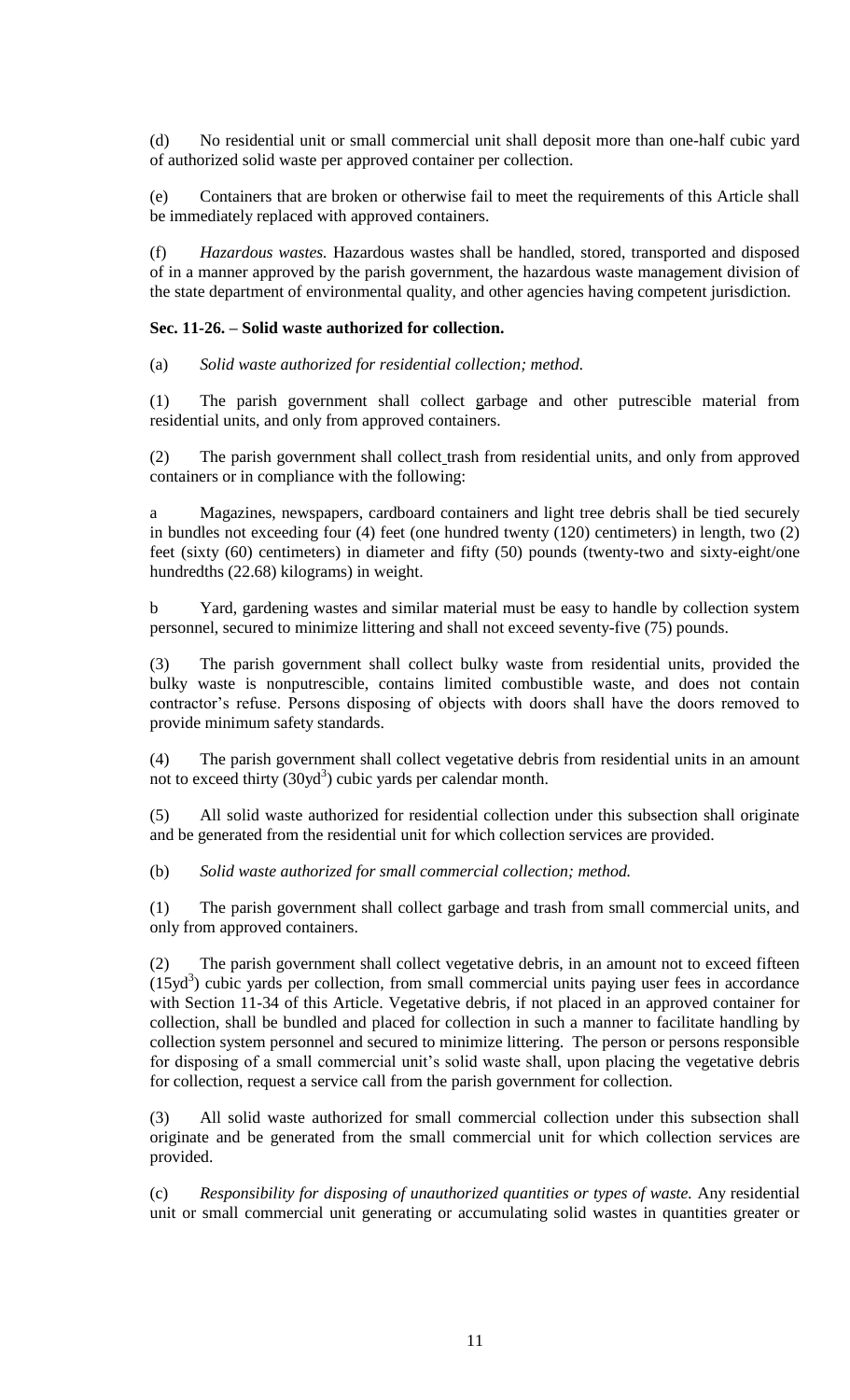(d) No residential unit or small commercial unit shall deposit more than one-half cubic yard of authorized solid waste per approved container per collection.

(e) Containers that are broken or otherwise fail to meet the requirements of this Article shall be immediately replaced with approved containers.

(f) *Hazardous wastes.* Hazardous wastes shall be handled, stored, transported and disposed of in a manner approved by the parish government, the hazardous waste management division of the state department of environmental quality, and other agencies having competent jurisdiction.

**Sec. 11-26. – Solid waste authorized for collection.**

(a) *Solid waste authorized for residential collection; method.*

(1) The parish government shall collect garbage and other putrescible material from residential units, and only from approved containers.

(2) The parish government shall collect trash from residential units, and only from approved containers or in compliance with the following:

a Magazines, newspapers, cardboard containers and light tree debris shall be tied securely in bundles not exceeding four (4) feet (one hundred twenty (120) centimeters) in length, two (2) feet (sixty (60) centimeters) in diameter and fifty (50) pounds (twenty-two and sixty-eight/one hundredths (22.68) kilograms) in weight.

b Yard, gardening wastes and similar material must be easy to handle by collection system personnel, secured to minimize littering and shall not exceed seventy-five (75) pounds.

(3) The parish government shall collect bulky waste from residential units, provided the bulky waste is nonputrescible, contains limited combustible waste, and does not contain contractor's refuse. Persons disposing of objects with doors shall have the doors removed to provide minimum safety standards.

(4) The parish government shall collect vegetative debris from residential units in an amount not to exceed thirty ($30yd^3$) cubic yards per calendar month.

(5) All solid waste authorized for residential collection under this subsection shall originate and be generated from the residential unit for which collection services are provided.

(b) *Solid waste authorized for small commercial collection; method.*

(1) The parish government shall collect garbage and trash from small commercial units, and only from approved containers.

(2) The parish government shall collect vegetative debris, in an amount not to exceed fifteen ($15yd^3$) cubic yards per collection, from small commercial units paying user fees in accordance with Section 11-34 of this Article. Vegetative debris, if not placed in an approved container for collection, shall be bundled and placed for collection in such a manner to facilitate handling by collection system personnel and secured to minimize littering. The person or persons responsible for disposing of a small commercial unit's solid waste shall, upon placing the vegetative debris for collection, request a service call from the parish government for collection.

(3) All solid waste authorized for small commercial collection under this subsection shall originate and be generated from the small commercial unit for which collection services are provided.

(c) *Responsibility for disposing of unauthorized quantities or types of waste.* Any residential unit or small commercial unit generating or accumulating solid wastes in quantities greater or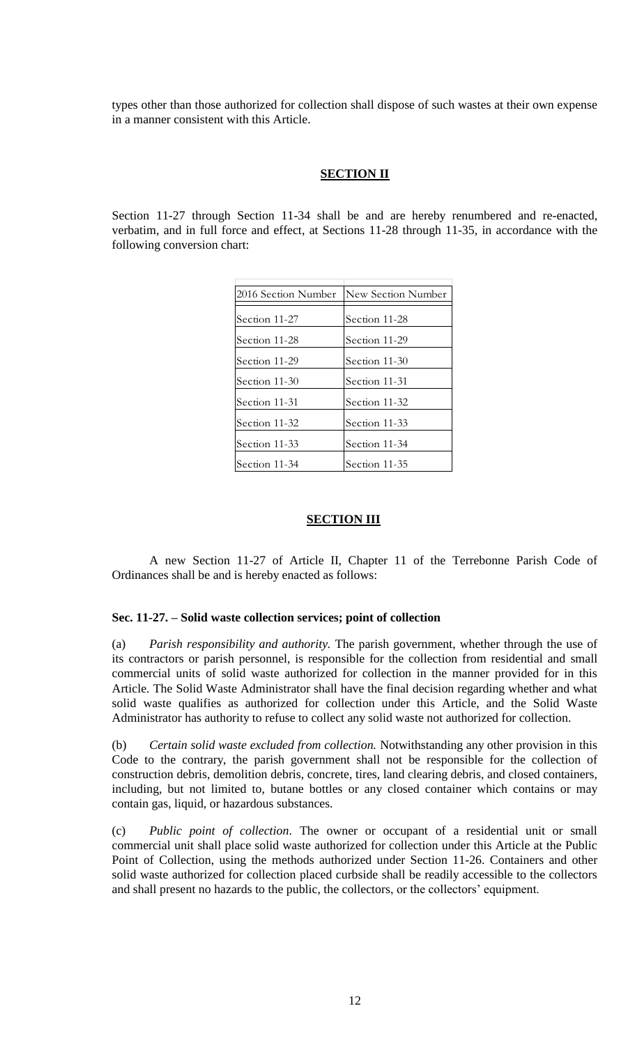types other than those authorized for collection shall dispose of such wastes at their own expense in a manner consistent with this Article.

## **SECTION II**

Section 11-27 through Section 11-34 shall be and are hereby renumbered and re-enacted, verbatim, and in full force and effect, at Sections 11-28 through 11-35, in accordance with the following conversion chart:

| 2016 Section Number | New Section Number |
|---|---|
| Section 11-27 | Section 11-28 |
| Section 11-28 | Section 11-29 |
| Section 11-29 | Section 11-30 |
| Section 11-30 | Section 11-31 |
| Section 11-31 | Section 11-32 |
| Section 11-32 | Section 11-33 |
| Section 11-33 | Section 11-34 |
| Section 11-34 | Section 11-35 |

## **SECTION III**

A new Section 11-27 of Article II, Chapter 11 of the Terrebonne Parish Code of Ordinances shall be and is hereby enacted as follows:

**Sec. 11-27. – Solid waste collection services; point of collection**

(a) *Parish responsibility and authority.* The parish government, whether through the use of its contractors or parish personnel, is responsible for the collection from residential and small commercial units of solid waste authorized for collection in the manner provided for in this Article. The Solid Waste Administrator shall have the final decision regarding whether and what solid waste qualifies as authorized for collection under this Article, and the Solid Waste Administrator has authority to refuse to collect any solid waste not authorized for collection.

(b) *Certain solid waste excluded from collection.* Notwithstanding any other provision in this Code to the contrary, the parish government shall not be responsible for the collection of construction debris, demolition debris, concrete, tires, land clearing debris, and closed containers, including, but not limited to, butane bottles or any closed container which contains or may contain gas, liquid, or hazardous substances.

(c) *Public point of collection*. The owner or occupant of a residential unit or small commercial unit shall place solid waste authorized for collection under this Article at the Public Point of Collection, using the methods authorized under Section 11-26. Containers and other solid waste authorized for collection placed curbside shall be readily accessible to the collectors and shall present no hazards to the public, the collectors, or the collectors' equipment.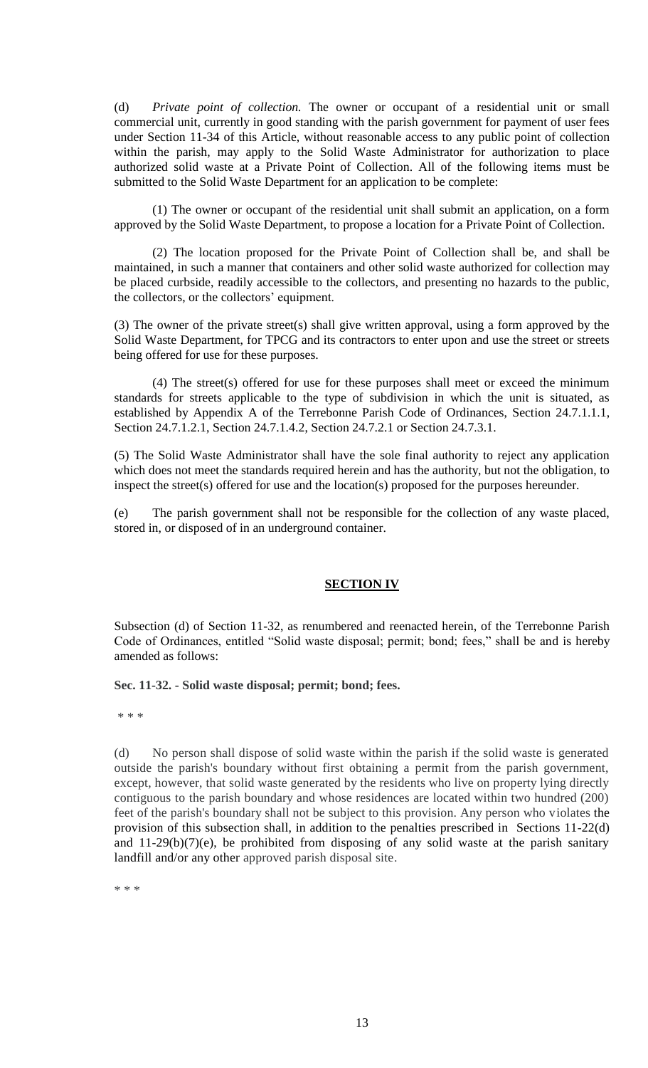(d) *Private point of collection.* The owner or occupant of a residential unit or small commercial unit, currently in good standing with the parish government for payment of user fees under Section 11-34 of this Article, without reasonable access to any public point of collection within the parish, may apply to the Solid Waste Administrator for authorization to place authorized solid waste at a Private Point of Collection. All of the following items must be submitted to the Solid Waste Department for an application to be complete:

(1) The owner or occupant of the residential unit shall submit an application, on a form approved by the Solid Waste Department, to propose a location for a Private Point of Collection.

(2) The location proposed for the Private Point of Collection shall be, and shall be maintained, in such a manner that containers and other solid waste authorized for collection may be placed curbside, readily accessible to the collectors, and presenting no hazards to the public, the collectors, or the collectors' equipment.

(3) The owner of the private street(s) shall give written approval, using a form approved by the Solid Waste Department, for TPCG and its contractors to enter upon and use the street or streets being offered for use for these purposes.

(4) The street(s) offered for use for these purposes shall meet or exceed the minimum standards for streets applicable to the type of subdivision in which the unit is situated, as established by Appendix A of the Terrebonne Parish Code of Ordinances, Section 24.7.1.1.1, Section 24.7.1.2.1, Section 24.7.1.4.2, Section 24.7.2.1 or Section 24.7.3.1.

(5) The Solid Waste Administrator shall have the sole final authority to reject any application which does not meet the standards required herein and has the authority, but not the obligation, to inspect the street(s) offered for use and the location(s) proposed for the purposes hereunder.

(e) The parish government shall not be responsible for the collection of any waste placed, stored in, or disposed of in an underground container.

## SECTION IV

Subsection (d) of Section 11-32, as renumbered and reenacted herein, of the Terrebonne Parish Code of Ordinances, entitled "Solid waste disposal; permit; bond; fees," shall be and is hereby amended as follows:

**Sec. 11-32. - Solid waste disposal; permit; bond; fees.**

\* \* \*

(d) No person shall dispose of solid waste within the parish if the solid waste is generated outside the parish's boundary without first obtaining a permit from the parish government, except, however, that solid waste generated by the residents who live on property lying directly contiguous to the parish boundary and whose residences are located within two hundred (200) feet of the parish's boundary shall not be subject to this provision. Any person who violates the provision of this subsection shall, in addition to the penalties prescribed in Sections 11-22(d) and 11-29(b)(7)(e), be prohibited from disposing of any solid waste at the parish sanitary landfill and/or any other approved parish disposal site.

\* \* \*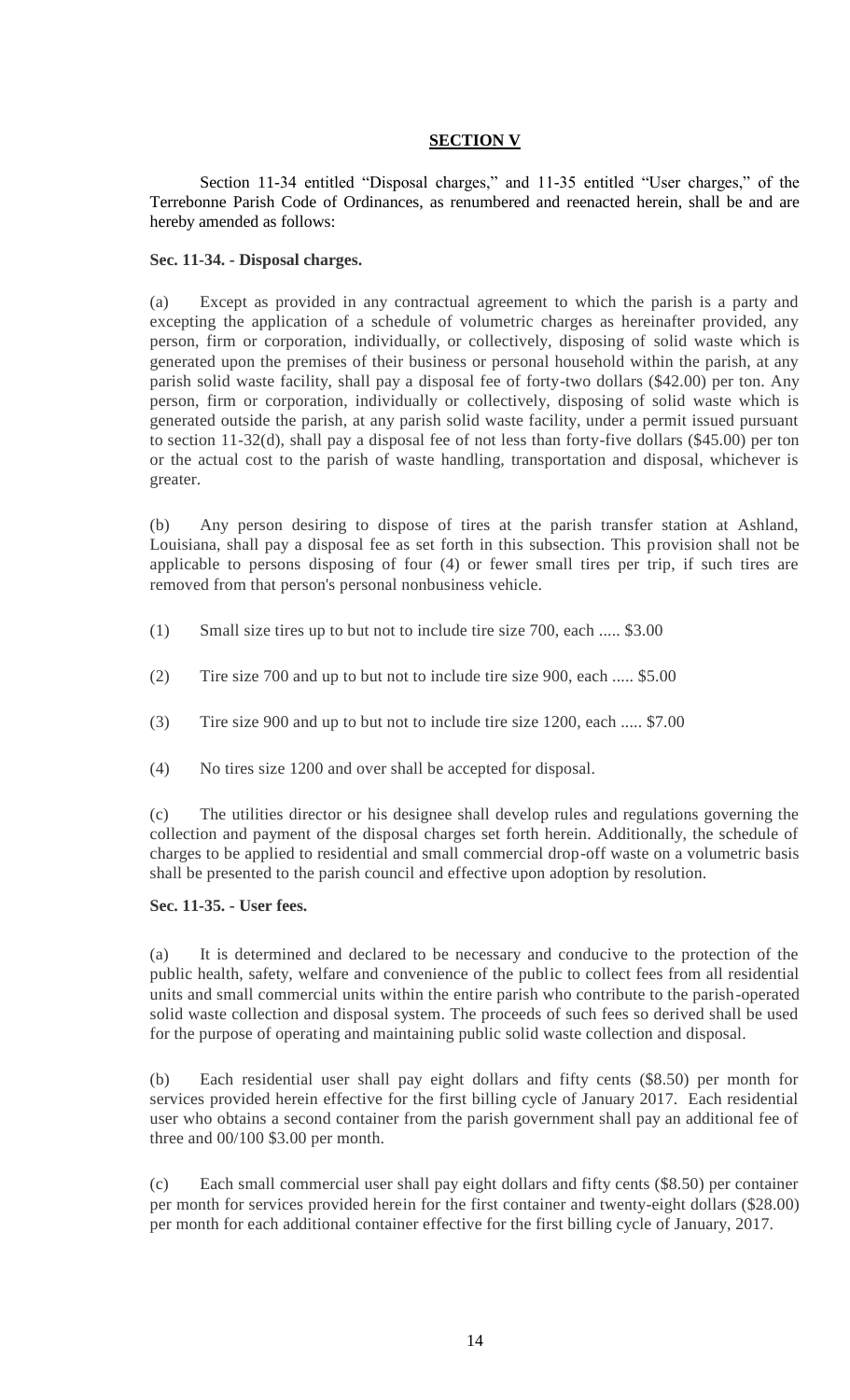## SECTION V

Section 11-34 entitled "Disposal charges," and 11-35 entitled "User charges," of the Terrebonne Parish Code of Ordinances, as renumbered and reenacted herein, shall be and are hereby amended as follows:

**Sec. 11-34. - Disposal charges.**

(a) Except as provided in any contractual agreement to which the parish is a party and excepting the application of a schedule of volumetric charges as hereinafter provided, any person, firm or corporation, individually, or collectively, disposing of solid waste which is generated upon the premises of their business or personal household within the parish, at any parish solid waste facility, shall pay a disposal fee of forty-two dollars ($42.00) per ton. Any person, firm or corporation, individually or collectively, disposing of solid waste which is generated outside the parish, at any parish solid waste facility, under a permit issued pursuant to section 11-32(d), shall pay a disposal fee of not less than forty-five dollars ($45.00) per ton or the actual cost to the parish of waste handling, transportation and disposal, whichever is greater.

(b) Any person desiring to dispose of tires at the parish transfer station at Ashland, Louisiana, shall pay a disposal fee as set forth in this subsection. This provision shall not be applicable to persons disposing of four (4) or fewer small tires per trip, if such tires are removed from that person's personal nonbusiness vehicle.

(1) Small size tires up to but not to include tire size 700, each ..... $3.00

(2) Tire size 700 and up to but not to include tire size 900, each ..... $5.00

(3) Tire size 900 and up to but not to include tire size 1200, each ..... $7.00

(4) No tires size 1200 and over shall be accepted for disposal.

(c) The utilities director or his designee shall develop rules and regulations governing the collection and payment of the disposal charges set forth herein. Additionally, the schedule of charges to be applied to residential and small commercial drop-off waste on a volumetric basis shall be presented to the parish council and effective upon adoption by resolution.

**Sec. 11-35. - User fees.**

(a) It is determined and declared to be necessary and conducive to the protection of the public health, safety, welfare and convenience of the public to collect fees from all residential units and small commercial units within the entire parish who contribute to the parish-operated solid waste collection and disposal system. The proceeds of such fees so derived shall be used for the purpose of operating and maintaining public solid waste collection and disposal.

(b) Each residential user shall pay eight dollars and fifty cents ($8.50) per month for services provided herein effective for the first billing cycle of January 2017. Each residential user who obtains a second container from the parish government shall pay an additional fee of three and 00/100 $3.00 per month.

(c) Each small commercial user shall pay eight dollars and fifty cents ($8.50) per container per month for services provided herein for the first container and twenty-eight dollars ($28.00) per month for each additional container effective for the first billing cycle of January, 2017.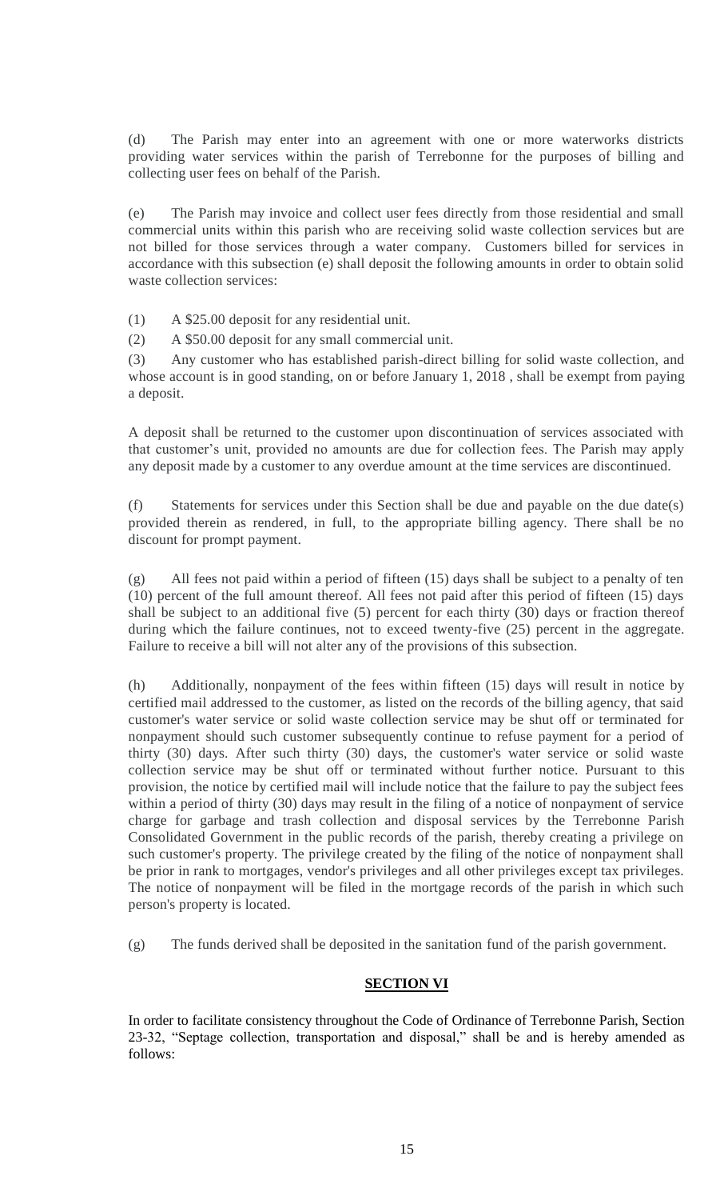(d) The Parish may enter into an agreement with one or more waterworks districts providing water services within the parish of Terrebonne for the purposes of billing and collecting user fees on behalf of the Parish.

(e) The Parish may invoice and collect user fees directly from those residential and small commercial units within this parish who are receiving solid waste collection services but are not billed for those services through a water company. Customers billed for services in accordance with this subsection (e) shall deposit the following amounts in order to obtain solid waste collection services:

(1) A $25.00 deposit for any residential unit.

(2) A $50.00 deposit for any small commercial unit.

(3) Any customer who has established parish-direct billing for solid waste collection, and whose account is in good standing, on or before January 1, 2018 , shall be exempt from paying a deposit.

A deposit shall be returned to the customer upon discontinuation of services associated with that customer's unit, provided no amounts are due for collection fees. The Parish may apply any deposit made by a customer to any overdue amount at the time services are discontinued.

(f) Statements for services under this Section shall be due and payable on the due date(s) provided therein as rendered, in full, to the appropriate billing agency. There shall be no discount for prompt payment.

(g) All fees not paid within a period of fifteen (15) days shall be subject to a penalty of ten (10) percent of the full amount thereof. All fees not paid after this period of fifteen (15) days shall be subject to an additional five (5) percent for each thirty (30) days or fraction thereof during which the failure continues, not to exceed twenty-five (25) percent in the aggregate. Failure to receive a bill will not alter any of the provisions of this subsection.

(h) Additionally, nonpayment of the fees within fifteen (15) days will result in notice by certified mail addressed to the customer, as listed on the records of the billing agency, that said customer's water service or solid waste collection service may be shut off or terminated for nonpayment should such customer subsequently continue to refuse payment for a period of thirty (30) days. After such thirty (30) days, the customer's water service or solid waste collection service may be shut off or terminated without further notice. Pursuant to this provision, the notice by certified mail will include notice that the failure to pay the subject fees within a period of thirty (30) days may result in the filing of a notice of nonpayment of service charge for garbage and trash collection and disposal services by the Terrebonne Parish Consolidated Government in the public records of the parish, thereby creating a privilege on such customer's property. The privilege created by the filing of the notice of nonpayment shall be prior in rank to mortgages, vendor's privileges and all other privileges except tax privileges. The notice of nonpayment will be filed in the mortgage records of the parish in which such person's property is located.

(g) The funds derived shall be deposited in the sanitation fund of the parish government.

## **SECTION VI**

In order to facilitate consistency throughout the Code of Ordinance of Terrebonne Parish, Section 23-32, "Septage collection, transportation and disposal," shall be and is hereby amended as follows: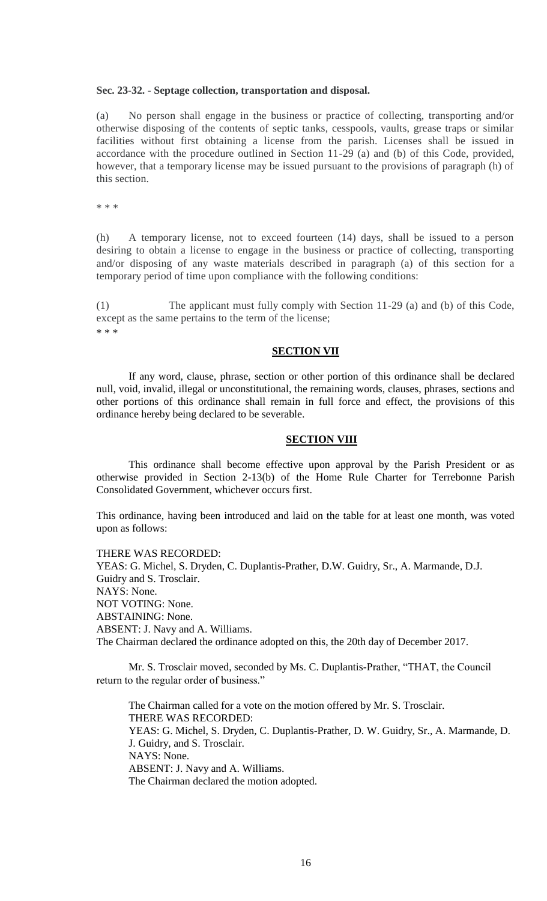**Sec. 23-32. - Septage collection, transportation and disposal.**

(a) No person shall engage in the business or practice of collecting, transporting and/or otherwise disposing of the contents of septic tanks, cesspools, vaults, grease traps or similar facilities without first obtaining a license from the parish. Licenses shall be issued in accordance with the procedure outlined in Section 11-29 (a) and (b) of this Code, provided, however, that a temporary license may be issued pursuant to the provisions of paragraph (h) of this section.

\* \* \*

(h) A temporary license, not to exceed fourteen (14) days, shall be issued to a person desiring to obtain a license to engage in the business or practice of collecting, transporting and/or disposing of any waste materials described in paragraph (a) of this section for a temporary period of time upon compliance with the following conditions:

(1) The applicant must fully comply with Section 11-29 (a) and (b) of this Code, except as the same pertains to the term of the license;

\* \* \*

**SECTION VII**

If any word, clause, phrase, section or other portion of this ordinance shall be declared null, void, invalid, illegal or unconstitutional, the remaining words, clauses, phrases, sections and other portions of this ordinance shall remain in full force and effect, the provisions of this ordinance hereby being declared to be severable.

**SECTION VIII**

This ordinance shall become effective upon approval by the Parish President or as otherwise provided in Section 2-13(b) of the Home Rule Charter for Terrebonne Parish Consolidated Government, whichever occurs first.

This ordinance, having been introduced and laid on the table for at least one month, was voted upon as follows:

THERE WAS RECORDED:
YEAS: G. Michel, S. Dryden, C. Duplantis-Prather, D.W. Guidry, Sr., A. Marmande, D.J. Guidry and S. Trosclair.
NAYS: None.
NOT VOTING: None.
ABSTAINING: None.
ABSENT: J. Navy and A. Williams.
The Chairman declared the ordinance adopted on this, the 20th day of December 2017.

Mr. S. Trosclair moved, seconded by Ms. C. Duplantis-Prather, "THAT, the Council return to the regular order of business."

The Chairman called for a vote on the motion offered by Mr. S. Trosclair.
THERE WAS RECORDED:
YEAS: G. Michel, S. Dryden, C. Duplantis-Prather, D. W. Guidry, Sr., A. Marmande, D. J. Guidry, and S. Trosclair.
NAYS: None.
ABSENT: J. Navy and A. Williams.
The Chairman declared the motion adopted.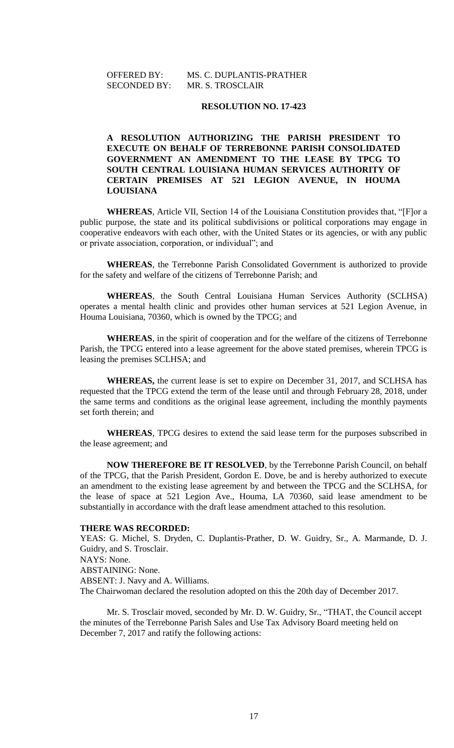OFFERED BY: MS. C. DUPLANTIS-PRATHER
SECONDED BY: MR. S. TROSCLAIR

**RESOLUTION NO. 17-423**

**A RESOLUTION AUTHORIZING THE PARISH PRESIDENT TO EXECUTE ON BEHALF OF TERREBONNE PARISH CONSOLIDATED GOVERNMENT AN AMENDMENT TO THE LEASE BY TPCG TO SOUTH CENTRAL LOUISIANA HUMAN SERVICES AUTHORITY OF CERTAIN PREMISES AT 521 LEGION AVENUE, IN HOUMA LOUISIANA**

**WHEREAS**, Article VII, Section 14 of the Louisiana Constitution provides that, "[F]or a public purpose, the state and its political subdivisions or political corporations may engage in cooperative endeavors with each other, with the United States or its agencies, or with any public or private association, corporation, or individual"; and

**WHEREAS**, the Terrebonne Parish Consolidated Government is authorized to provide for the safety and welfare of the citizens of Terrebonne Parish; and

**WHEREAS**, the South Central Louisiana Human Services Authority (SCLHSA) operates a mental health clinic and provides other human services at 521 Legion Avenue, in Houma Louisiana, 70360, which is owned by the TPCG; and

**WHEREAS**, in the spirit of cooperation and for the welfare of the citizens of Terrebonne Parish, the TPCG entered into a lease agreement for the above stated premises, wherein TPCG is leasing the premises SCLHSA; and

**WHEREAS,** the current lease is set to expire on December 31, 2017, and SCLHSA has requested that the TPCG extend the term of the lease until and through February 28, 2018, under the same terms and conditions as the original lease agreement, including the monthly payments set forth therein; and

**WHEREAS**, TPCG desires to extend the said lease term for the purposes subscribed in the lease agreement; and

**NOW THEREFORE BE IT RESOLVED**, by the Terrebonne Parish Council, on behalf of the TPCG, that the Parish President, Gordon E. Dove, be and is hereby authorized to execute an amendment to the existing lease agreement by and between the TPCG and the SCLHSA, for the lease of space at 521 Legion Ave., Houma, LA 70360, said lease amendment to be substantially in accordance with the draft lease amendment attached to this resolution.

**THERE WAS RECORDED:**
YEAS: G. Michel, S. Dryden, C. Duplantis-Prather, D. W. Guidry, Sr., A. Marmande, D. J. Guidry, and S. Trosclair.
NAYS: None.
ABSTAINING: None.
ABSENT: J. Navy and A. Williams.
The Chairwoman declared the resolution adopted on this the 20th day of December 2017.

Mr. S. Trosclair moved, seconded by Mr. D. W. Guidry, Sr., "THAT, the Council accept the minutes of the Terrebonne Parish Sales and Use Tax Advisory Board meeting held on December 7, 2017 and ratify the following actions: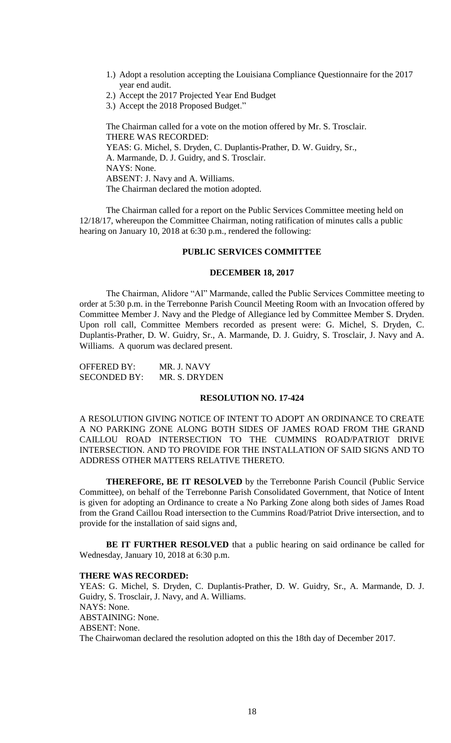1.) Adopt a resolution accepting the Louisiana Compliance Questionnaire for the 2017 year end audit.
2.) Accept the 2017 Projected Year End Budget
3.) Accept the 2018 Proposed Budget."

The Chairman called for a vote on the motion offered by Mr. S. Trosclair.
THERE WAS RECORDED:
YEAS: G. Michel, S. Dryden, C. Duplantis-Prather, D. W. Guidry, Sr., A. Marmande, D. J. Guidry, and S. Trosclair.
NAYS: None.
ABSENT: J. Navy and A. Williams.
The Chairman declared the motion adopted.

The Chairman called for a report on the Public Services Committee meeting held on 12/18/17, whereupon the Committee Chairman, noting ratification of minutes calls a public hearing on January 10, 2018 at 6:30 p.m., rendered the following:

**PUBLIC SERVICES COMMITTEE**

**DECEMBER 18, 2017**

The Chairman, Alidore "Al" Marmande, called the Public Services Committee meeting to order at 5:30 p.m. in the Terrebonne Parish Council Meeting Room with an Invocation offered by Committee Member J. Navy and the Pledge of Allegiance led by Committee Member S. Dryden. Upon roll call, Committee Members recorded as present were: G. Michel, S. Dryden, C. Duplantis-Prather, D. W. Guidry, Sr., A. Marmande, D. J. Guidry, S. Trosclair, J. Navy and A. Williams. A quorum was declared present.

OFFERED BY: MR. J. NAVY
SECONDED BY: MR. S. DRYDEN

**RESOLUTION NO. 17-424**

A RESOLUTION GIVING NOTICE OF INTENT TO ADOPT AN ORDINANCE TO CREATE A NO PARKING ZONE ALONG BOTH SIDES OF JAMES ROAD FROM THE GRAND CAILLOU ROAD INTERSECTION TO THE CUMMINS ROAD/PATRIOT DRIVE INTERSECTION. AND TO PROVIDE FOR THE INSTALLATION OF SAID SIGNS AND TO ADDRESS OTHER MATTERS RELATIVE THERETO.

**THEREFORE, BE IT RESOLVED** by the Terrebonne Parish Council (Public Service Committee), on behalf of the Terrebonne Parish Consolidated Government, that Notice of Intent is given for adopting an Ordinance to create a No Parking Zone along both sides of James Road from the Grand Caillou Road intersection to the Cummins Road/Patriot Drive intersection, and to provide for the installation of said signs and,

**BE IT FURTHER RESOLVED** that a public hearing on said ordinance be called for Wednesday, January 10, 2018 at 6:30 p.m.

**THERE WAS RECORDED:**
YEAS: G. Michel, S. Dryden, C. Duplantis-Prather, D. W. Guidry, Sr., A. Marmande, D. J. Guidry, S. Trosclair, J. Navy, and A. Williams.
NAYS: None.
ABSTAINING: None.
ABSENT: None.
The Chairwoman declared the resolution adopted on this the 18th day of December 2017.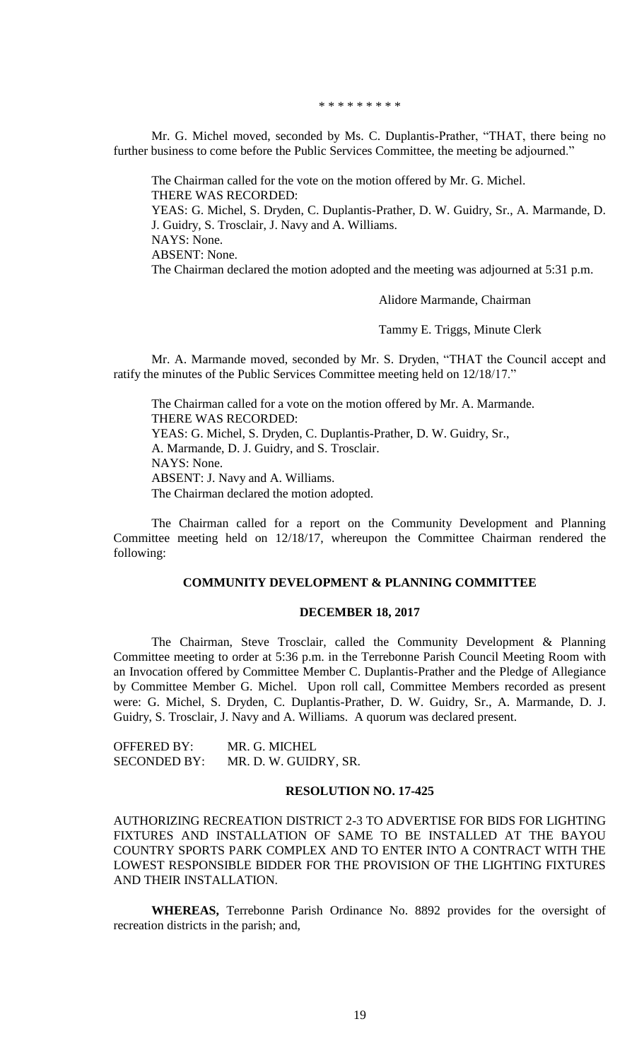\* \* \* \* \* \* \* \* \*

Mr. G. Michel moved, seconded by Ms. C. Duplantis-Prather, "THAT, there being no further business to come before the Public Services Committee, the meeting be adjourned."

The Chairman called for the vote on the motion offered by Mr. G. Michel.
THERE WAS RECORDED:
YEAS: G. Michel, S. Dryden, C. Duplantis-Prather, D. W. Guidry, Sr., A. Marmande, D. J. Guidry, S. Trosclair, J. Navy and A. Williams.
NAYS: None.
ABSENT: None.
The Chairman declared the motion adopted and the meeting was adjourned at 5:31 p.m.

Alidore Marmande, Chairman

Tammy E. Triggs, Minute Clerk

Mr. A. Marmande moved, seconded by Mr. S. Dryden, "THAT the Council accept and ratify the minutes of the Public Services Committee meeting held on 12/18/17."

The Chairman called for a vote on the motion offered by Mr. A. Marmande.
THERE WAS RECORDED:
YEAS: G. Michel, S. Dryden, C. Duplantis-Prather, D. W. Guidry, Sr., A. Marmande, D. J. Guidry, and S. Trosclair.
NAYS: None.
ABSENT: J. Navy and A. Williams.
The Chairman declared the motion adopted.

The Chairman called for a report on the Community Development and Planning Committee meeting held on 12/18/17, whereupon the Committee Chairman rendered the following:

**COMMUNITY DEVELOPMENT & PLANNING COMMITTEE**

**DECEMBER 18, 2017**

The Chairman, Steve Trosclair, called the Community Development & Planning Committee meeting to order at 5:36 p.m. in the Terrebonne Parish Council Meeting Room with an Invocation offered by Committee Member C. Duplantis-Prather and the Pledge of Allegiance by Committee Member G. Michel. Upon roll call, Committee Members recorded as present were: G. Michel, S. Dryden, C. Duplantis-Prather, D. W. Guidry, Sr., A. Marmande, D. J. Guidry, S. Trosclair, J. Navy and A. Williams. A quorum was declared present.

OFFERED BY: MR. G. MICHEL
SECONDED BY: MR. D. W. GUIDRY, SR.

**RESOLUTION NO. 17-425**

AUTHORIZING RECREATION DISTRICT 2-3 TO ADVERTISE FOR BIDS FOR LIGHTING FIXTURES AND INSTALLATION OF SAME TO BE INSTALLED AT THE BAYOU COUNTRY SPORTS PARK COMPLEX AND TO ENTER INTO A CONTRACT WITH THE LOWEST RESPONSIBLE BIDDER FOR THE PROVISION OF THE LIGHTING FIXTURES AND THEIR INSTALLATION.

**WHEREAS,** Terrebonne Parish Ordinance No. 8892 provides for the oversight of recreation districts in the parish; and,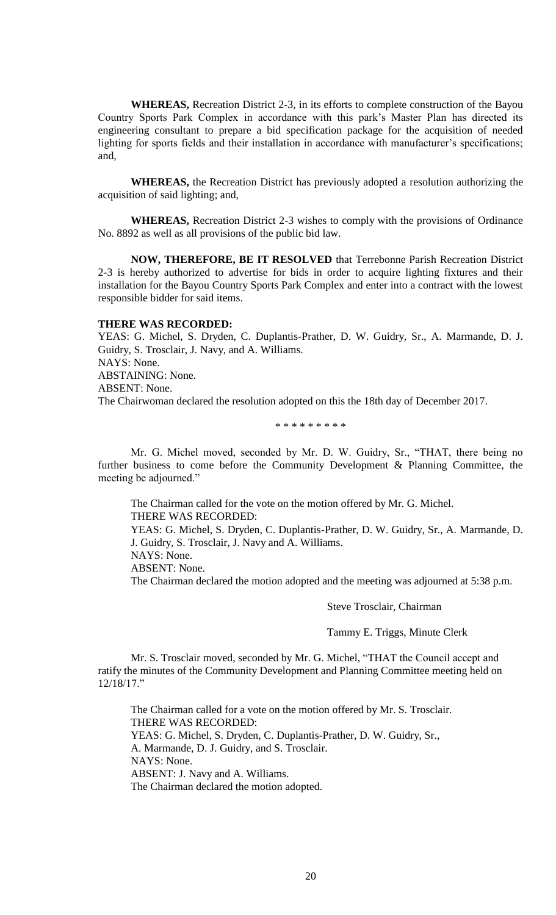**WHEREAS,** Recreation District 2-3, in its efforts to complete construction of the Bayou Country Sports Park Complex in accordance with this park's Master Plan has directed its engineering consultant to prepare a bid specification package for the acquisition of needed lighting for sports fields and their installation in accordance with manufacturer's specifications; and,

**WHEREAS,** the Recreation District has previously adopted a resolution authorizing the acquisition of said lighting; and,

**WHEREAS,** Recreation District 2-3 wishes to comply with the provisions of Ordinance No. 8892 as well as all provisions of the public bid law.

**NOW, THEREFORE, BE IT RESOLVED** that Terrebonne Parish Recreation District 2-3 is hereby authorized to advertise for bids in order to acquire lighting fixtures and their installation for the Bayou Country Sports Park Complex and enter into a contract with the lowest responsible bidder for said items.

**THERE WAS RECORDED:**

YEAS: G. Michel, S. Dryden, C. Duplantis-Prather, D. W. Guidry, Sr., A. Marmande, D. J. Guidry, S. Trosclair, J. Navy, and A. Williams.
NAYS: None.
ABSTAINING: None.
ABSENT: None.
The Chairwoman declared the resolution adopted on this the 18th day of December 2017.

\* \* \* \* \* \* \* \* \*

Mr. G. Michel moved, seconded by Mr. D. W. Guidry, Sr., "THAT, there being no further business to come before the Community Development & Planning Committee, the meeting be adjourned."

The Chairman called for the vote on the motion offered by Mr. G. Michel.
THERE WAS RECORDED:
YEAS: G. Michel, S. Dryden, C. Duplantis-Prather, D. W. Guidry, Sr., A. Marmande, D. J. Guidry, S. Trosclair, J. Navy and A. Williams.
NAYS: None.
ABSENT: None.
The Chairman declared the motion adopted and the meeting was adjourned at 5:38 p.m.

Steve Trosclair, Chairman

Tammy E. Triggs, Minute Clerk

Mr. S. Trosclair moved, seconded by Mr. G. Michel, "THAT the Council accept and ratify the minutes of the Community Development and Planning Committee meeting held on 12/18/17."

The Chairman called for a vote on the motion offered by Mr. S. Trosclair.
THERE WAS RECORDED:
YEAS: G. Michel, S. Dryden, C. Duplantis-Prather, D. W. Guidry, Sr., A. Marmande, D. J. Guidry, and S. Trosclair.
NAYS: None.
ABSENT: J. Navy and A. Williams.
The Chairman declared the motion adopted.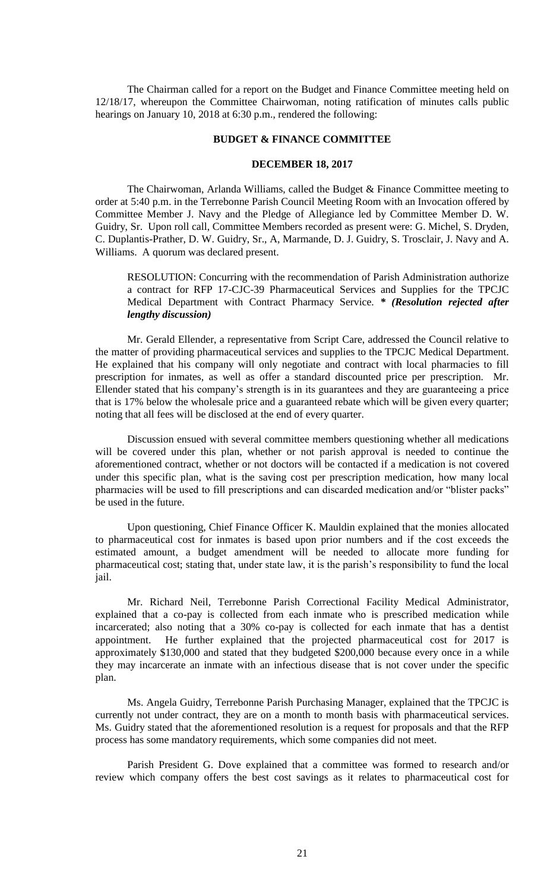The Chairman called for a report on the Budget and Finance Committee meeting held on 12/18/17, whereupon the Committee Chairwoman, noting ratification of minutes calls public hearings on January 10, 2018 at 6:30 p.m., rendered the following:

## BUDGET & FINANCE COMMITTEE

## DECEMBER 18, 2017

The Chairwoman, Arlanda Williams, called the Budget & Finance Committee meeting to order at 5:40 p.m. in the Terrebonne Parish Council Meeting Room with an Invocation offered by Committee Member J. Navy and the Pledge of Allegiance led by Committee Member D. W. Guidry, Sr. Upon roll call, Committee Members recorded as present were: G. Michel, S. Dryden, C. Duplantis-Prather, D. W. Guidry, Sr., A, Marmande, D. J. Guidry, S. Trosclair, J. Navy and A. Williams. A quorum was declared present.

RESOLUTION: Concurring with the recommendation of Parish Administration authorize a contract for RFP 17-CJC-39 Pharmaceutical Services and Supplies for the TPCJC Medical Department with Contract Pharmacy Service. *** *(Resolution rejected after lengthy discussion)***

Mr. Gerald Ellender, a representative from Script Care, addressed the Council relative to the matter of providing pharmaceutical services and supplies to the TPCJC Medical Department. He explained that his company will only negotiate and contract with local pharmacies to fill prescription for inmates, as well as offer a standard discounted price per prescription. Mr. Ellender stated that his company's strength is in its guarantees and they are guaranteeing a price that is 17% below the wholesale price and a guaranteed rebate which will be given every quarter; noting that all fees will be disclosed at the end of every quarter.

Discussion ensued with several committee members questioning whether all medications will be covered under this plan, whether or not parish approval is needed to continue the aforementioned contract, whether or not doctors will be contacted if a medication is not covered under this specific plan, what is the saving cost per prescription medication, how many local pharmacies will be used to fill prescriptions and can discarded medication and/or "blister packs" be used in the future.

Upon questioning, Chief Finance Officer K. Mauldin explained that the monies allocated to pharmaceutical cost for inmates is based upon prior numbers and if the cost exceeds the estimated amount, a budget amendment will be needed to allocate more funding for pharmaceutical cost; stating that, under state law, it is the parish's responsibility to fund the local jail.

Mr. Richard Neil, Terrebonne Parish Correctional Facility Medical Administrator, explained that a co-pay is collected from each inmate who is prescribed medication while incarcerated; also noting that a 30% co-pay is collected for each inmate that has a dentist appointment. He further explained that the projected pharmaceutical cost for 2017 is approximately $130,000 and stated that they budgeted $200,000 because every once in a while they may incarcerate an inmate with an infectious disease that is not cover under the specific plan.

Ms. Angela Guidry, Terrebonne Parish Purchasing Manager, explained that the TPCJC is currently not under contract, they are on a month to month basis with pharmaceutical services. Ms. Guidry stated that the aforementioned resolution is a request for proposals and that the RFP process has some mandatory requirements, which some companies did not meet.

Parish President G. Dove explained that a committee was formed to research and/or review which company offers the best cost savings as it relates to pharmaceutical cost for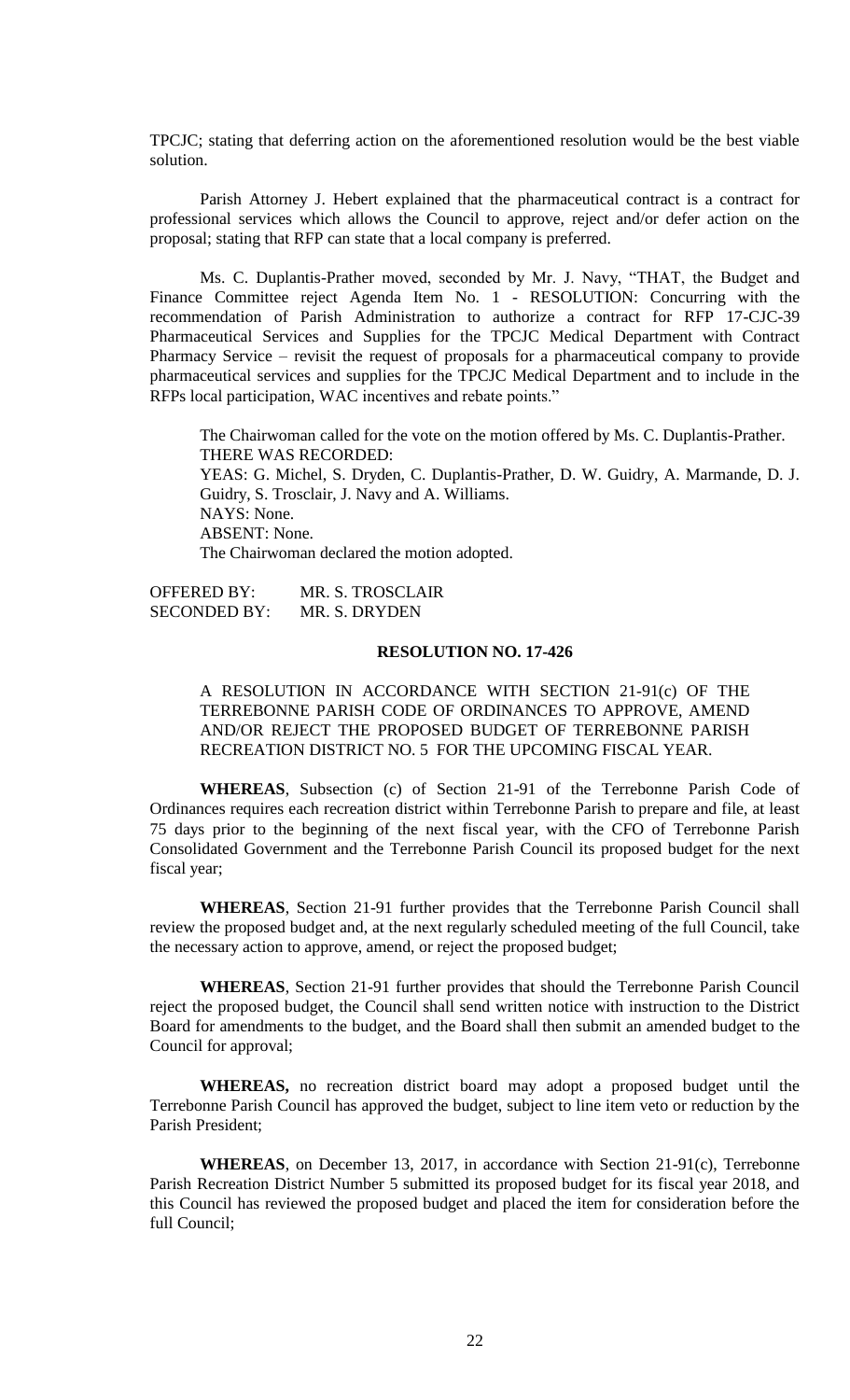TPCJC; stating that deferring action on the aforementioned resolution would be the best viable solution.

Parish Attorney J. Hebert explained that the pharmaceutical contract is a contract for professional services which allows the Council to approve, reject and/or defer action on the proposal; stating that RFP can state that a local company is preferred.

Ms. C. Duplantis-Prather moved, seconded by Mr. J. Navy, "THAT, the Budget and Finance Committee reject Agenda Item No. 1 - RESOLUTION: Concurring with the recommendation of Parish Administration to authorize a contract for RFP 17-CJC-39 Pharmaceutical Services and Supplies for the TPCJC Medical Department with Contract Pharmacy Service – revisit the request of proposals for a pharmaceutical company to provide pharmaceutical services and supplies for the TPCJC Medical Department and to include in the RFPs local participation, WAC incentives and rebate points."

The Chairwoman called for the vote on the motion offered by Ms. C. Duplantis-Prather.
THERE WAS RECORDED:
YEAS: G. Michel, S. Dryden, C. Duplantis-Prather, D. W. Guidry, A. Marmande, D. J. Guidry, S. Trosclair, J. Navy and A. Williams.
NAYS: None.
ABSENT: None.
The Chairwoman declared the motion adopted.

OFFERED BY: MR. S. TROSCLAIR
SECONDED BY: MR. S. DRYDEN

**RESOLUTION NO. 17-426**

A RESOLUTION IN ACCORDANCE WITH SECTION 21-91(c) OF THE TERREBONNE PARISH CODE OF ORDINANCES TO APPROVE, AMEND AND/OR REJECT THE PROPOSED BUDGET OF TERREBONNE PARISH RECREATION DISTRICT NO. 5 FOR THE UPCOMING FISCAL YEAR.

**WHEREAS**, Subsection (c) of Section 21-91 of the Terrebonne Parish Code of Ordinances requires each recreation district within Terrebonne Parish to prepare and file, at least 75 days prior to the beginning of the next fiscal year, with the CFO of Terrebonne Parish Consolidated Government and the Terrebonne Parish Council its proposed budget for the next fiscal year;

**WHEREAS**, Section 21-91 further provides that the Terrebonne Parish Council shall review the proposed budget and, at the next regularly scheduled meeting of the full Council, take the necessary action to approve, amend, or reject the proposed budget;

**WHEREAS**, Section 21-91 further provides that should the Terrebonne Parish Council reject the proposed budget, the Council shall send written notice with instruction to the District Board for amendments to the budget, and the Board shall then submit an amended budget to the Council for approval;

**WHEREAS,** no recreation district board may adopt a proposed budget until the Terrebonne Parish Council has approved the budget, subject to line item veto or reduction by the Parish President;

**WHEREAS**, on December 13, 2017, in accordance with Section 21-91(c), Terrebonne Parish Recreation District Number 5 submitted its proposed budget for its fiscal year 2018, and this Council has reviewed the proposed budget and placed the item for consideration before the full Council;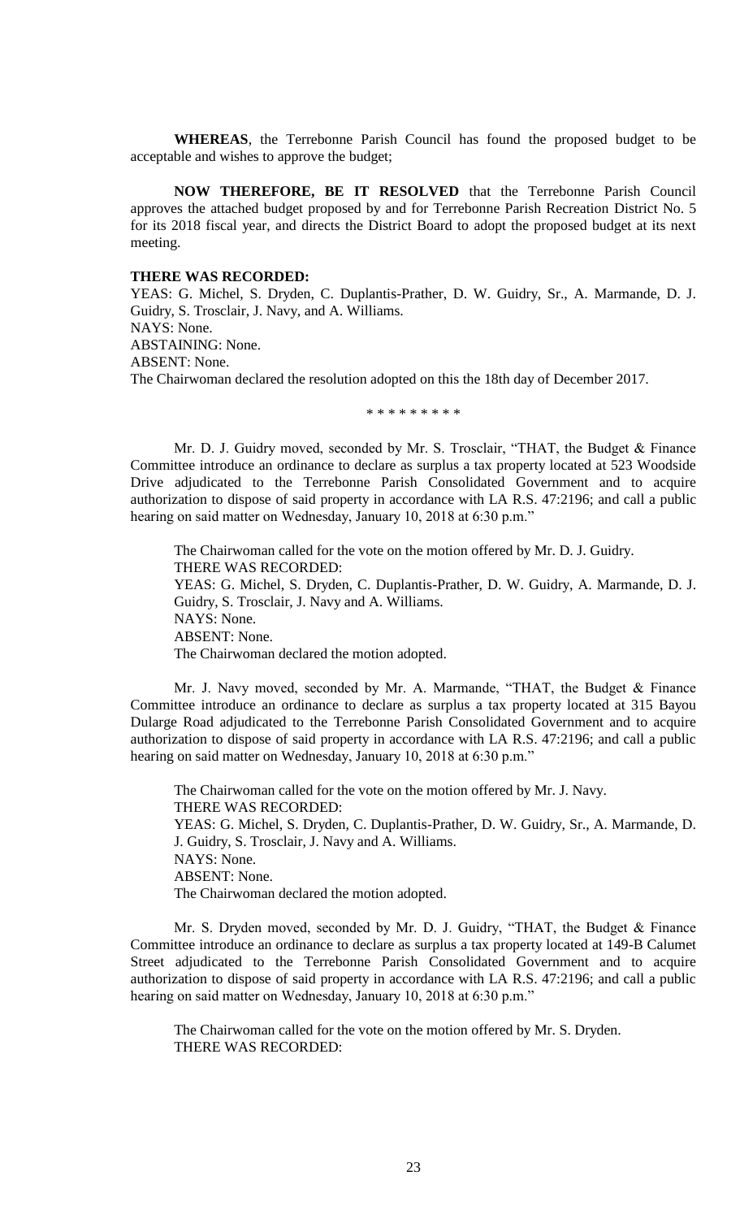**WHEREAS**, the Terrebonne Parish Council has found the proposed budget to be acceptable and wishes to approve the budget;

**NOW THEREFORE, BE IT RESOLVED** that the Terrebonne Parish Council approves the attached budget proposed by and for Terrebonne Parish Recreation District No. 5 for its 2018 fiscal year, and directs the District Board to adopt the proposed budget at its next meeting.

**THERE WAS RECORDED:**

YEAS: G. Michel, S. Dryden, C. Duplantis-Prather, D. W. Guidry, Sr., A. Marmande, D. J. Guidry, S. Trosclair, J. Navy, and A. Williams.
NAYS: None.
ABSTAINING: None.
ABSENT: None.
The Chairwoman declared the resolution adopted on this the 18th day of December 2017.

\* \* \* \* \* \* \* \* \*

Mr. D. J. Guidry moved, seconded by Mr. S. Trosclair, "THAT, the Budget & Finance Committee introduce an ordinance to declare as surplus a tax property located at 523 Woodside Drive adjudicated to the Terrebonne Parish Consolidated Government and to acquire authorization to dispose of said property in accordance with LA R.S. 47:2196; and call a public hearing on said matter on Wednesday, January 10, 2018 at 6:30 p.m."

The Chairwoman called for the vote on the motion offered by Mr. D. J. Guidry.
THERE WAS RECORDED:
YEAS: G. Michel, S. Dryden, C. Duplantis-Prather, D. W. Guidry, A. Marmande, D. J. Guidry, S. Trosclair, J. Navy and A. Williams.
NAYS: None.
ABSENT: None.
The Chairwoman declared the motion adopted.

Mr. J. Navy moved, seconded by Mr. A. Marmande, "THAT, the Budget & Finance Committee introduce an ordinance to declare as surplus a tax property located at 315 Bayou Dularge Road adjudicated to the Terrebonne Parish Consolidated Government and to acquire authorization to dispose of said property in accordance with LA R.S. 47:2196; and call a public hearing on said matter on Wednesday, January 10, 2018 at 6:30 p.m."

The Chairwoman called for the vote on the motion offered by Mr. J. Navy.
THERE WAS RECORDED:
YEAS: G. Michel, S. Dryden, C. Duplantis-Prather, D. W. Guidry, Sr., A. Marmande, D. J. Guidry, S. Trosclair, J. Navy and A. Williams.
NAYS: None.
ABSENT: None.
The Chairwoman declared the motion adopted.

Mr. S. Dryden moved, seconded by Mr. D. J. Guidry, "THAT, the Budget & Finance Committee introduce an ordinance to declare as surplus a tax property located at 149-B Calumet Street adjudicated to the Terrebonne Parish Consolidated Government and to acquire authorization to dispose of said property in accordance with LA R.S. 47:2196; and call a public hearing on said matter on Wednesday, January 10, 2018 at 6:30 p.m."

The Chairwoman called for the vote on the motion offered by Mr. S. Dryden.
THERE WAS RECORDED: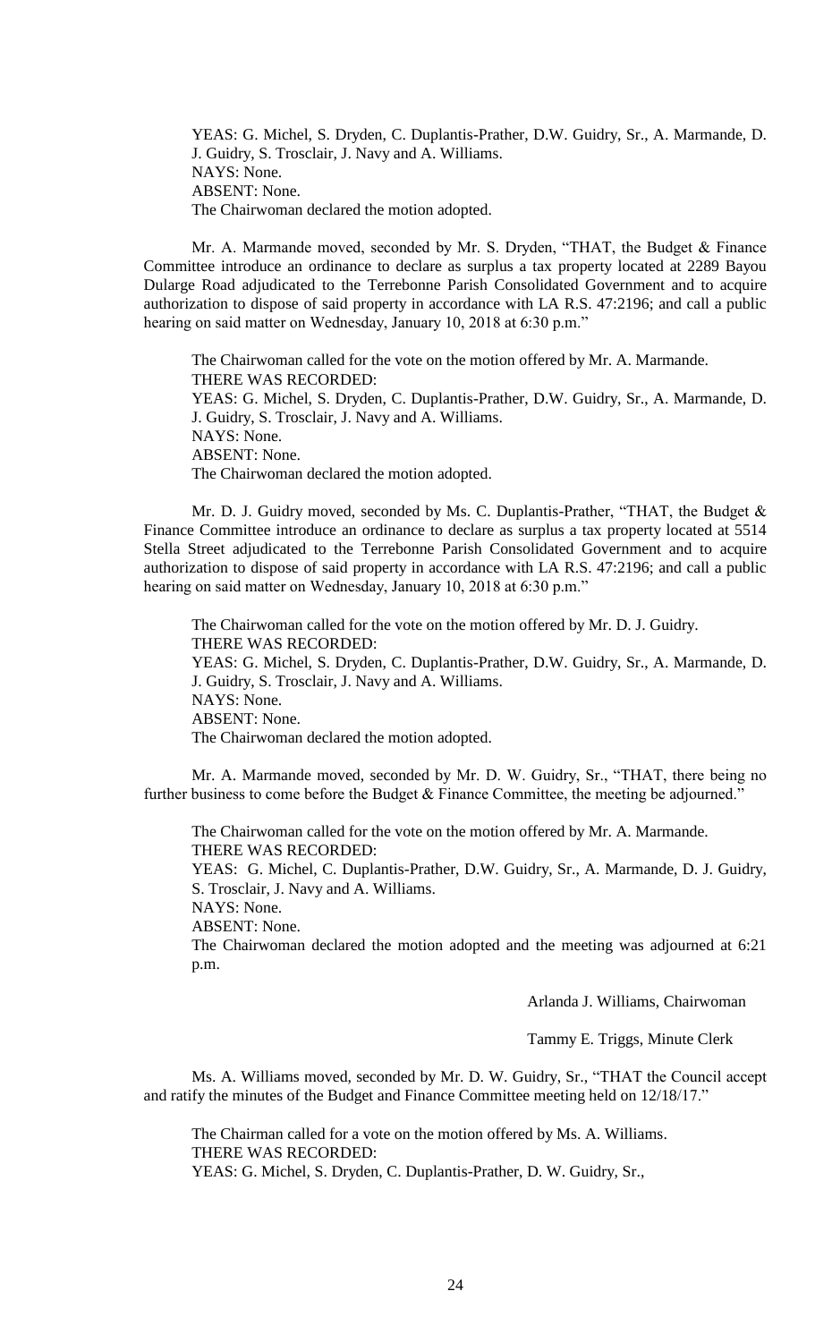YEAS: G. Michel, S. Dryden, C. Duplantis-Prather, D.W. Guidry, Sr., A. Marmande, D. J. Guidry, S. Trosclair, J. Navy and A. Williams.
NAYS: None.
ABSENT: None.
The Chairwoman declared the motion adopted.

Mr. A. Marmande moved, seconded by Mr. S. Dryden, "THAT, the Budget & Finance Committee introduce an ordinance to declare as surplus a tax property located at 2289 Bayou Dularge Road adjudicated to the Terrebonne Parish Consolidated Government and to acquire authorization to dispose of said property in accordance with LA R.S. 47:2196; and call a public hearing on said matter on Wednesday, January 10, 2018 at 6:30 p.m."

The Chairwoman called for the vote on the motion offered by Mr. A. Marmande.
THERE WAS RECORDED:
YEAS: G. Michel, S. Dryden, C. Duplantis-Prather, D.W. Guidry, Sr., A. Marmande, D. J. Guidry, S. Trosclair, J. Navy and A. Williams.
NAYS: None.
ABSENT: None.
The Chairwoman declared the motion adopted.

Mr. D. J. Guidry moved, seconded by Ms. C. Duplantis-Prather, "THAT, the Budget & Finance Committee introduce an ordinance to declare as surplus a tax property located at 5514 Stella Street adjudicated to the Terrebonne Parish Consolidated Government and to acquire authorization to dispose of said property in accordance with LA R.S. 47:2196; and call a public hearing on said matter on Wednesday, January 10, 2018 at 6:30 p.m."

The Chairwoman called for the vote on the motion offered by Mr. D. J. Guidry.
THERE WAS RECORDED:
YEAS: G. Michel, S. Dryden, C. Duplantis-Prather, D.W. Guidry, Sr., A. Marmande, D. J. Guidry, S. Trosclair, J. Navy and A. Williams.
NAYS: None.
ABSENT: None.
The Chairwoman declared the motion adopted.

Mr. A. Marmande moved, seconded by Mr. D. W. Guidry, Sr., "THAT, there being no further business to come before the Budget & Finance Committee, the meeting be adjourned."

The Chairwoman called for the vote on the motion offered by Mr. A. Marmande.
THERE WAS RECORDED:
YEAS: G. Michel, C. Duplantis-Prather, D.W. Guidry, Sr., A. Marmande, D. J. Guidry, S. Trosclair, J. Navy and A. Williams.
NAYS: None.
ABSENT: None.
The Chairwoman declared the motion adopted and the meeting was adjourned at 6:21 p.m.

Arlanda J. Williams, Chairwoman

Tammy E. Triggs, Minute Clerk

Ms. A. Williams moved, seconded by Mr. D. W. Guidry, Sr., "THAT the Council accept and ratify the minutes of the Budget and Finance Committee meeting held on 12/18/17."

The Chairman called for a vote on the motion offered by Ms. A. Williams.
THERE WAS RECORDED:
YEAS: G. Michel, S. Dryden, C. Duplantis-Prather, D. W. Guidry, Sr.,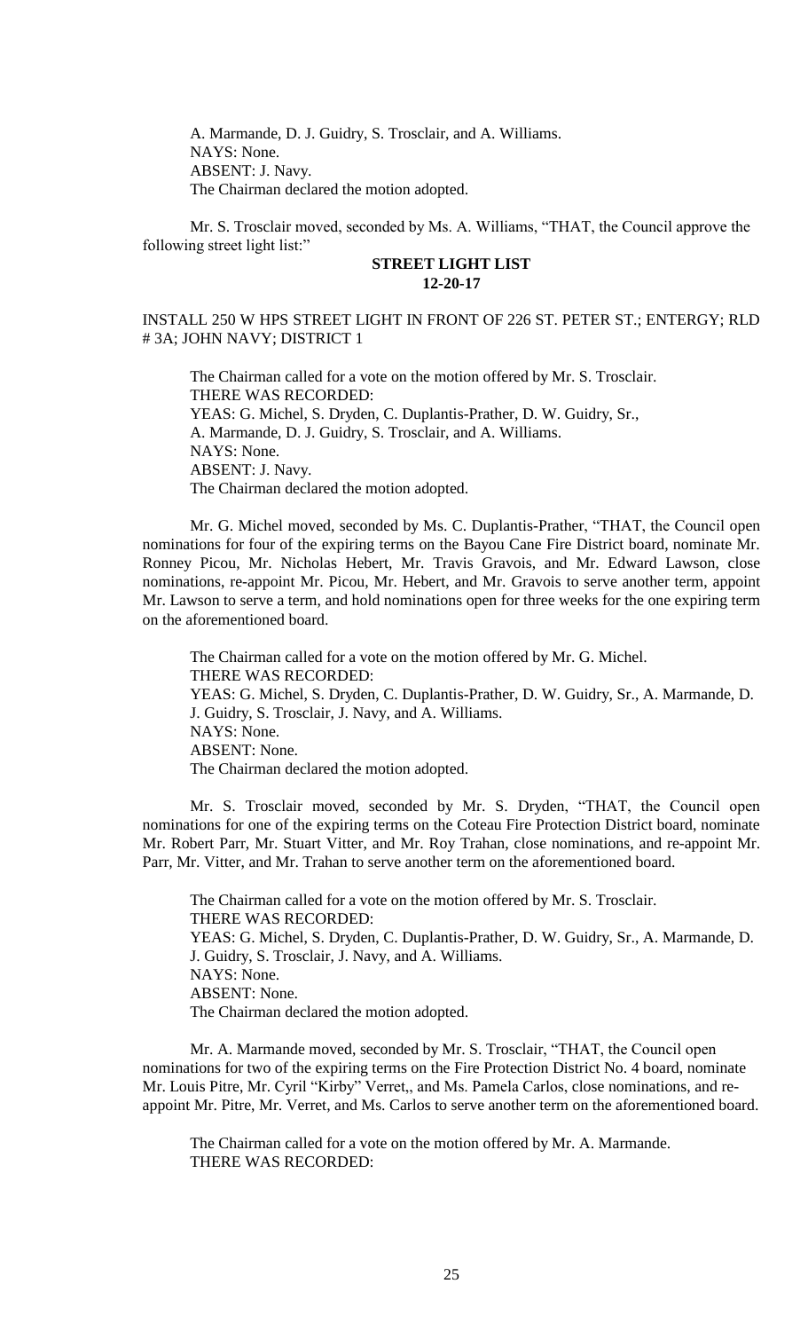A. Marmande, D. J. Guidry, S. Trosclair, and A. Williams.
NAYS: None.
ABSENT: J. Navy.
The Chairman declared the motion adopted.

Mr. S. Trosclair moved, seconded by Ms. A. Williams, "THAT, the Council approve the following street light list:"

**STREET LIGHT LIST**
**12-20-17**

INSTALL 250 W HPS STREET LIGHT IN FRONT OF 226 ST. PETER ST.; ENTERGY; RLD # 3A; JOHN NAVY; DISTRICT 1

The Chairman called for a vote on the motion offered by Mr. S. Trosclair.
THERE WAS RECORDED:
YEAS: G. Michel, S. Dryden, C. Duplantis-Prather, D. W. Guidry, Sr., A. Marmande, D. J. Guidry, S. Trosclair, and A. Williams.
NAYS: None.
ABSENT: J. Navy.
The Chairman declared the motion adopted.

Mr. G. Michel moved, seconded by Ms. C. Duplantis-Prather, "THAT, the Council open nominations for four of the expiring terms on the Bayou Cane Fire District board, nominate Mr. Ronney Picou, Mr. Nicholas Hebert, Mr. Travis Gravois, and Mr. Edward Lawson, close nominations, re-appoint Mr. Picou, Mr. Hebert, and Mr. Gravois to serve another term, appoint Mr. Lawson to serve a term, and hold nominations open for three weeks for the one expiring term on the aforementioned board.

The Chairman called for a vote on the motion offered by Mr. G. Michel.
THERE WAS RECORDED:
YEAS: G. Michel, S. Dryden, C. Duplantis-Prather, D. W. Guidry, Sr., A. Marmande, D. J. Guidry, S. Trosclair, J. Navy, and A. Williams.
NAYS: None.
ABSENT: None.
The Chairman declared the motion adopted.

Mr. S. Trosclair moved, seconded by Mr. S. Dryden, "THAT, the Council open nominations for one of the expiring terms on the Coteau Fire Protection District board, nominate Mr. Robert Parr, Mr. Stuart Vitter, and Mr. Roy Trahan, close nominations, and re-appoint Mr. Parr, Mr. Vitter, and Mr. Trahan to serve another term on the aforementioned board.

The Chairman called for a vote on the motion offered by Mr. S. Trosclair.
THERE WAS RECORDED:
YEAS: G. Michel, S. Dryden, C. Duplantis-Prather, D. W. Guidry, Sr., A. Marmande, D. J. Guidry, S. Trosclair, J. Navy, and A. Williams.
NAYS: None.
ABSENT: None.
The Chairman declared the motion adopted.

Mr. A. Marmande moved, seconded by Mr. S. Trosclair, "THAT, the Council open nominations for two of the expiring terms on the Fire Protection District No. 4 board, nominate Mr. Louis Pitre, Mr. Cyril "Kirby" Verret,, and Ms. Pamela Carlos, close nominations, and re-appoint Mr. Pitre, Mr. Verret, and Ms. Carlos to serve another term on the aforementioned board.

The Chairman called for a vote on the motion offered by Mr. A. Marmande.
THERE WAS RECORDED: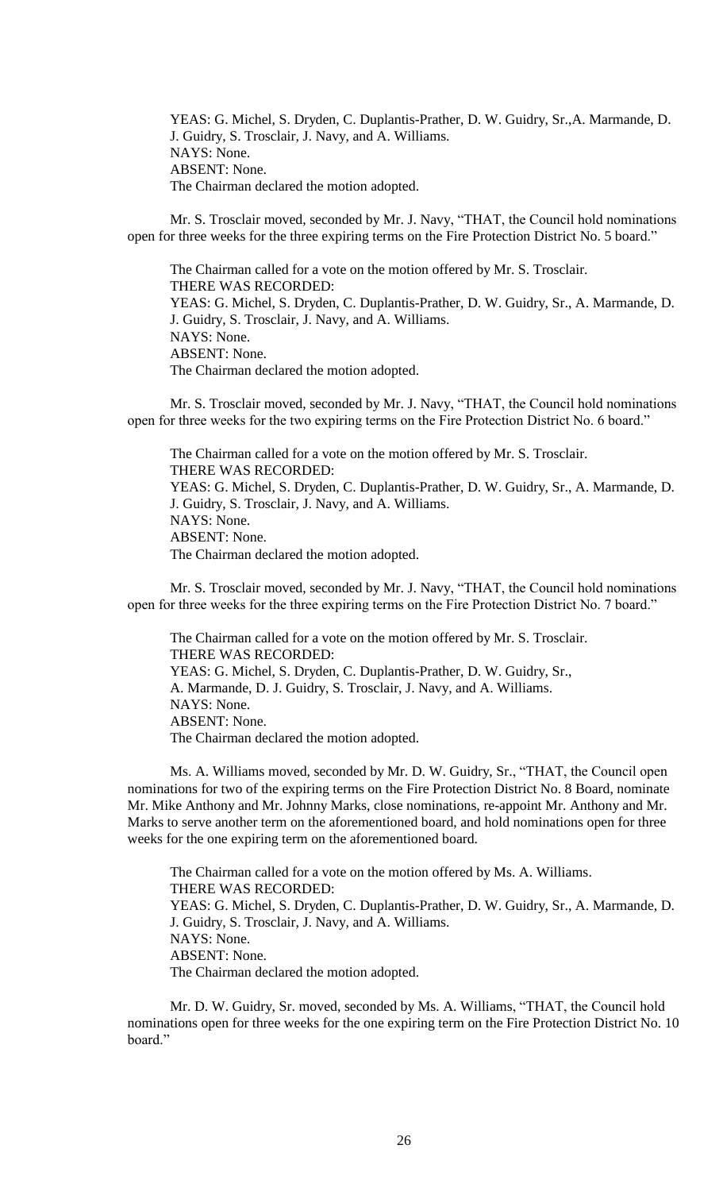YEAS: G. Michel, S. Dryden, C. Duplantis-Prather, D. W. Guidry, Sr.,A. Marmande, D. J. Guidry, S. Trosclair, J. Navy, and A. Williams.
NAYS: None.
ABSENT: None.
The Chairman declared the motion adopted.

Mr. S. Trosclair moved, seconded by Mr. J. Navy, "THAT, the Council hold nominations open for three weeks for the three expiring terms on the Fire Protection District No. 5 board."

The Chairman called for a vote on the motion offered by Mr. S. Trosclair.
THERE WAS RECORDED:
YEAS: G. Michel, S. Dryden, C. Duplantis-Prather, D. W. Guidry, Sr., A. Marmande, D. J. Guidry, S. Trosclair, J. Navy, and A. Williams.
NAYS: None.
ABSENT: None.
The Chairman declared the motion adopted.

Mr. S. Trosclair moved, seconded by Mr. J. Navy, "THAT, the Council hold nominations open for three weeks for the two expiring terms on the Fire Protection District No. 6 board."

The Chairman called for a vote on the motion offered by Mr. S. Trosclair.
THERE WAS RECORDED:
YEAS: G. Michel, S. Dryden, C. Duplantis-Prather, D. W. Guidry, Sr., A. Marmande, D. J. Guidry, S. Trosclair, J. Navy, and A. Williams.
NAYS: None.
ABSENT: None.
The Chairman declared the motion adopted.

Mr. S. Trosclair moved, seconded by Mr. J. Navy, "THAT, the Council hold nominations open for three weeks for the three expiring terms on the Fire Protection District No. 7 board."

The Chairman called for a vote on the motion offered by Mr. S. Trosclair.
THERE WAS RECORDED:
YEAS: G. Michel, S. Dryden, C. Duplantis-Prather, D. W. Guidry, Sr., A. Marmande, D. J. Guidry, S. Trosclair, J. Navy, and A. Williams.
NAYS: None.
ABSENT: None.
The Chairman declared the motion adopted.

Ms. A. Williams moved, seconded by Mr. D. W. Guidry, Sr., "THAT, the Council open nominations for two of the expiring terms on the Fire Protection District No. 8 Board, nominate Mr. Mike Anthony and Mr. Johnny Marks, close nominations, re-appoint Mr. Anthony and Mr. Marks to serve another term on the aforementioned board, and hold nominations open for three weeks for the one expiring term on the aforementioned board.

The Chairman called for a vote on the motion offered by Ms. A. Williams.
THERE WAS RECORDED:
YEAS: G. Michel, S. Dryden, C. Duplantis-Prather, D. W. Guidry, Sr., A. Marmande, D. J. Guidry, S. Trosclair, J. Navy, and A. Williams.
NAYS: None.
ABSENT: None.
The Chairman declared the motion adopted.

Mr. D. W. Guidry, Sr. moved, seconded by Ms. A. Williams, "THAT, the Council hold nominations open for three weeks for the one expiring term on the Fire Protection District No. 10 board."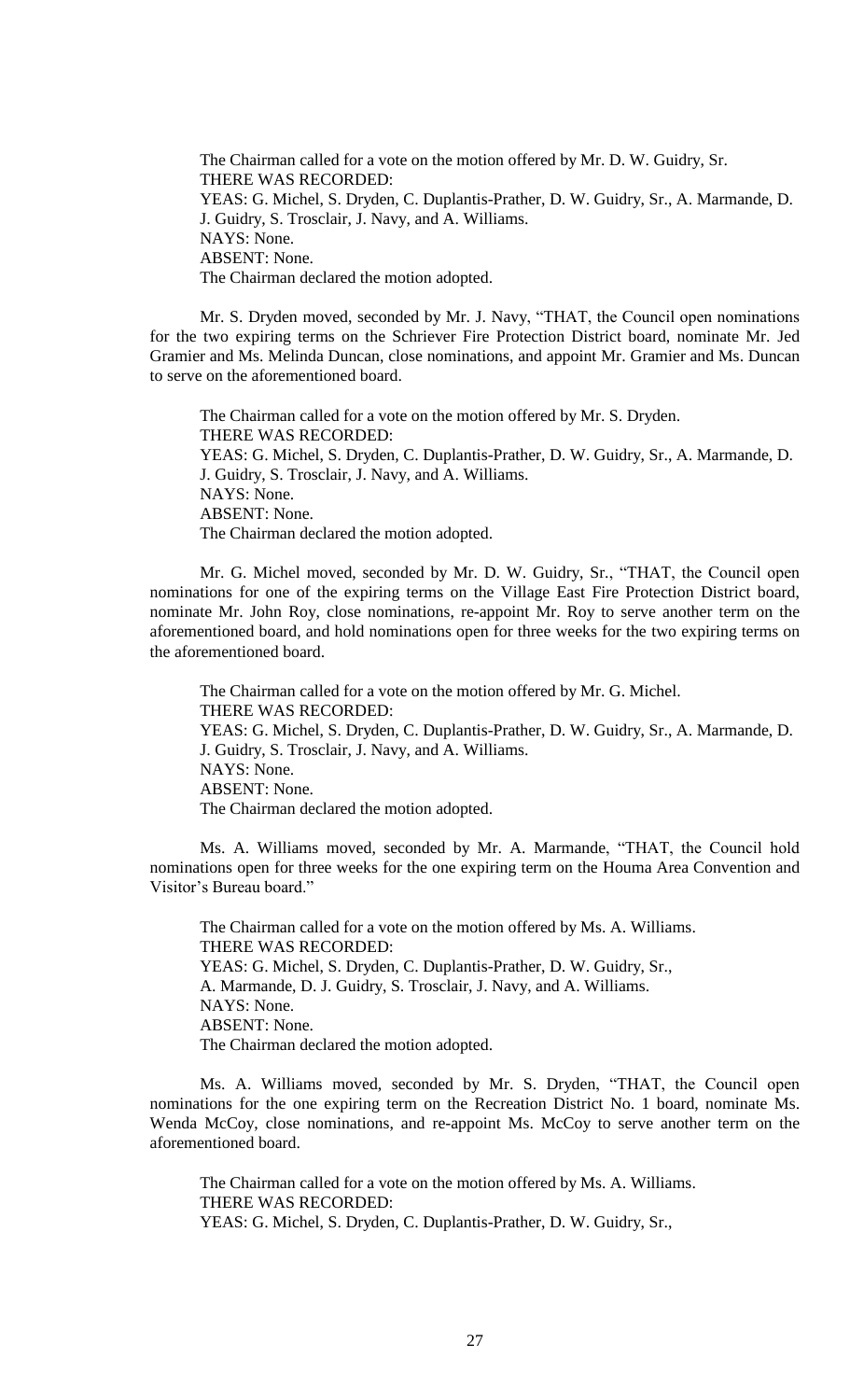The Chairman called for a vote on the motion offered by Mr. D. W. Guidry, Sr.
THERE WAS RECORDED:
YEAS: G. Michel, S. Dryden, C. Duplantis-Prather, D. W. Guidry, Sr., A. Marmande, D. J. Guidry, S. Trosclair, J. Navy, and A. Williams.
NAYS: None.
ABSENT: None.
The Chairman declared the motion adopted.

Mr. S. Dryden moved, seconded by Mr. J. Navy, "THAT, the Council open nominations for the two expiring terms on the Schriever Fire Protection District board, nominate Mr. Jed Gramier and Ms. Melinda Duncan, close nominations, and appoint Mr. Gramier and Ms. Duncan to serve on the aforementioned board.

The Chairman called for a vote on the motion offered by Mr. S. Dryden.
THERE WAS RECORDED:
YEAS: G. Michel, S. Dryden, C. Duplantis-Prather, D. W. Guidry, Sr., A. Marmande, D. J. Guidry, S. Trosclair, J. Navy, and A. Williams.
NAYS: None.
ABSENT: None.
The Chairman declared the motion adopted.

Mr. G. Michel moved, seconded by Mr. D. W. Guidry, Sr., "THAT, the Council open nominations for one of the expiring terms on the Village East Fire Protection District board, nominate Mr. John Roy, close nominations, re-appoint Mr. Roy to serve another term on the aforementioned board, and hold nominations open for three weeks for the two expiring terms on the aforementioned board.

The Chairman called for a vote on the motion offered by Mr. G. Michel.
THERE WAS RECORDED:
YEAS: G. Michel, S. Dryden, C. Duplantis-Prather, D. W. Guidry, Sr., A. Marmande, D. J. Guidry, S. Trosclair, J. Navy, and A. Williams.
NAYS: None.
ABSENT: None.
The Chairman declared the motion adopted.

Ms. A. Williams moved, seconded by Mr. A. Marmande, "THAT, the Council hold nominations open for three weeks for the one expiring term on the Houma Area Convention and Visitor's Bureau board."

The Chairman called for a vote on the motion offered by Ms. A. Williams.
THERE WAS RECORDED:
YEAS: G. Michel, S. Dryden, C. Duplantis-Prather, D. W. Guidry, Sr., A. Marmande, D. J. Guidry, S. Trosclair, J. Navy, and A. Williams.
NAYS: None.
ABSENT: None.
The Chairman declared the motion adopted.

Ms. A. Williams moved, seconded by Mr. S. Dryden, "THAT, the Council open nominations for the one expiring term on the Recreation District No. 1 board, nominate Ms. Wenda McCoy, close nominations, and re-appoint Ms. McCoy to serve another term on the aforementioned board.

The Chairman called for a vote on the motion offered by Ms. A. Williams.
THERE WAS RECORDED:
YEAS: G. Michel, S. Dryden, C. Duplantis-Prather, D. W. Guidry, Sr.,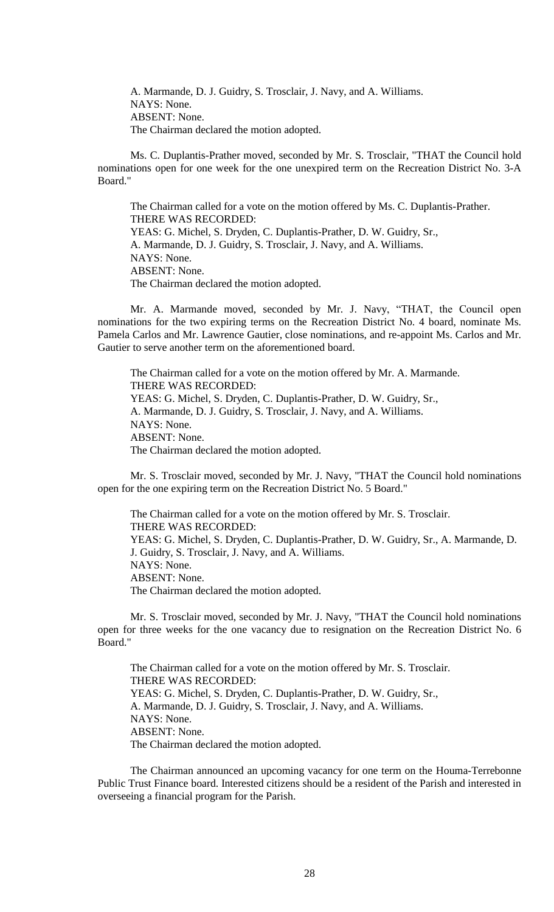A. Marmande, D. J. Guidry, S. Trosclair, J. Navy, and A. Williams.
NAYS: None.
ABSENT: None.
The Chairman declared the motion adopted.

Ms. C. Duplantis-Prather moved, seconded by Mr. S. Trosclair, "THAT the Council hold nominations open for one week for the one unexpired term on the Recreation District No. 3-A Board."

The Chairman called for a vote on the motion offered by Ms. C. Duplantis-Prather.
THERE WAS RECORDED:
YEAS: G. Michel, S. Dryden, C. Duplantis-Prather, D. W. Guidry, Sr., A. Marmande, D. J. Guidry, S. Trosclair, J. Navy, and A. Williams.
NAYS: None.
ABSENT: None.
The Chairman declared the motion adopted.

Mr. A. Marmande moved, seconded by Mr. J. Navy, "THAT, the Council open nominations for the two expiring terms on the Recreation District No. 4 board, nominate Ms. Pamela Carlos and Mr. Lawrence Gautier, close nominations, and re-appoint Ms. Carlos and Mr. Gautier to serve another term on the aforementioned board.

The Chairman called for a vote on the motion offered by Mr. A. Marmande.
THERE WAS RECORDED:
YEAS: G. Michel, S. Dryden, C. Duplantis-Prather, D. W. Guidry, Sr., A. Marmande, D. J. Guidry, S. Trosclair, J. Navy, and A. Williams.
NAYS: None.
ABSENT: None.
The Chairman declared the motion adopted.

Mr. S. Trosclair moved, seconded by Mr. J. Navy, "THAT the Council hold nominations open for the one expiring term on the Recreation District No. 5 Board."

The Chairman called for a vote on the motion offered by Mr. S. Trosclair.
THERE WAS RECORDED:
YEAS: G. Michel, S. Dryden, C. Duplantis-Prather, D. W. Guidry, Sr., A. Marmande, D. J. Guidry, S. Trosclair, J. Navy, and A. Williams.
NAYS: None.
ABSENT: None.
The Chairman declared the motion adopted.

Mr. S. Trosclair moved, seconded by Mr. J. Navy, "THAT the Council hold nominations open for three weeks for the one vacancy due to resignation on the Recreation District No. 6 Board."

The Chairman called for a vote on the motion offered by Mr. S. Trosclair.
THERE WAS RECORDED:
YEAS: G. Michel, S. Dryden, C. Duplantis-Prather, D. W. Guidry, Sr., A. Marmande, D. J. Guidry, S. Trosclair, J. Navy, and A. Williams.
NAYS: None.
ABSENT: None.
The Chairman declared the motion adopted.

The Chairman announced an upcoming vacancy for one term on the Houma-Terrebonne Public Trust Finance board. Interested citizens should be a resident of the Parish and interested in overseeing a financial program for the Parish.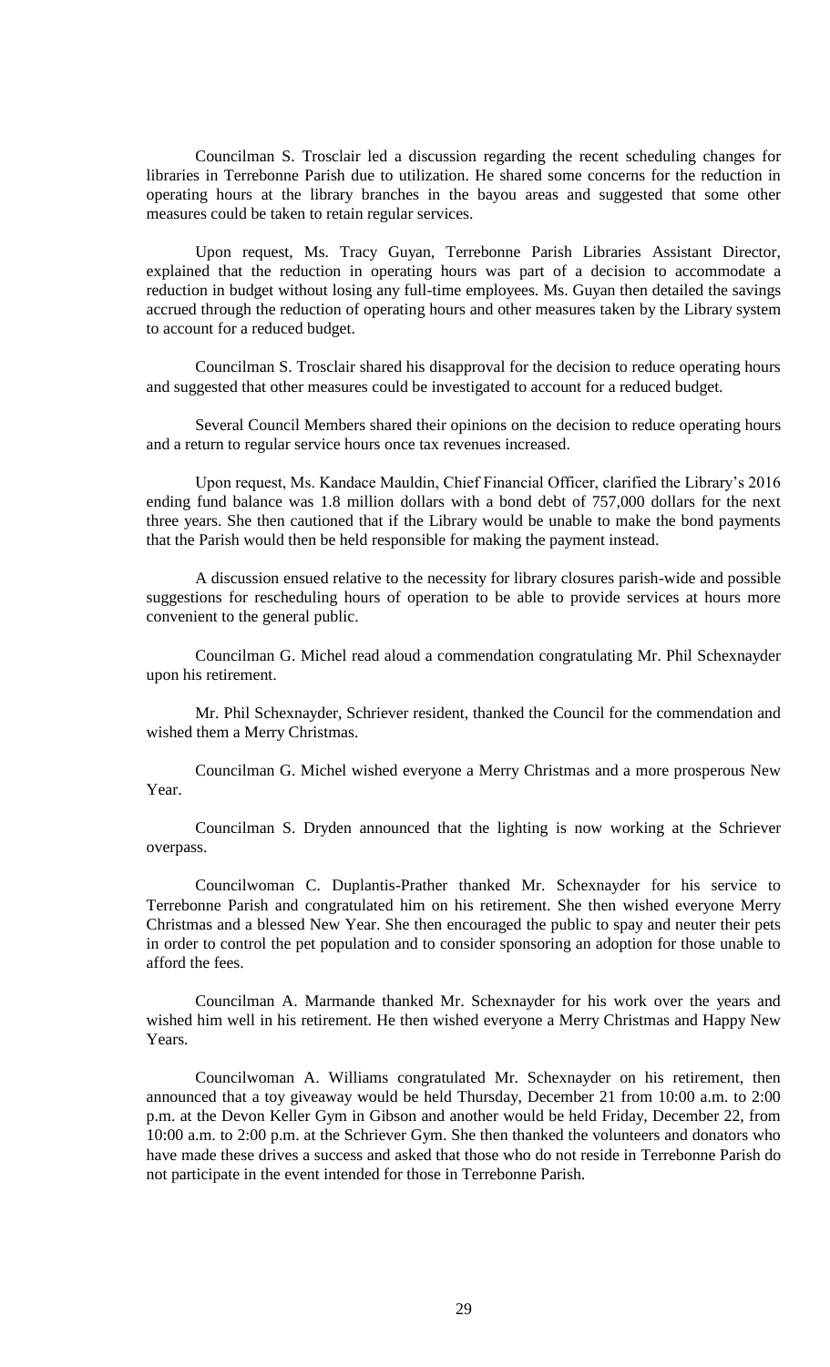Councilman S. Trosclair led a discussion regarding the recent scheduling changes for libraries in Terrebonne Parish due to utilization. He shared some concerns for the reduction in operating hours at the library branches in the bayou areas and suggested that some other measures could be taken to retain regular services.

Upon request, Ms. Tracy Guyan, Terrebonne Parish Libraries Assistant Director, explained that the reduction in operating hours was part of a decision to accommodate a reduction in budget without losing any full-time employees. Ms. Guyan then detailed the savings accrued through the reduction of operating hours and other measures taken by the Library system to account for a reduced budget.

Councilman S. Trosclair shared his disapproval for the decision to reduce operating hours and suggested that other measures could be investigated to account for a reduced budget.

Several Council Members shared their opinions on the decision to reduce operating hours and a return to regular service hours once tax revenues increased.

Upon request, Ms. Kandace Mauldin, Chief Financial Officer, clarified the Library's 2016 ending fund balance was 1.8 million dollars with a bond debt of 757,000 dollars for the next three years. She then cautioned that if the Library would be unable to make the bond payments that the Parish would then be held responsible for making the payment instead.

A discussion ensued relative to the necessity for library closures parish-wide and possible suggestions for rescheduling hours of operation to be able to provide services at hours more convenient to the general public.

Councilman G. Michel read aloud a commendation congratulating Mr. Phil Schexnayder upon his retirement.

Mr. Phil Schexnayder, Schriever resident, thanked the Council for the commendation and wished them a Merry Christmas.

Councilman G. Michel wished everyone a Merry Christmas and a more prosperous New Year.

Councilman S. Dryden announced that the lighting is now working at the Schriever overpass.

Councilwoman C. Duplantis-Prather thanked Mr. Schexnayder for his service to Terrebonne Parish and congratulated him on his retirement. She then wished everyone Merry Christmas and a blessed New Year. She then encouraged the public to spay and neuter their pets in order to control the pet population and to consider sponsoring an adoption for those unable to afford the fees.

Councilman A. Marmande thanked Mr. Schexnayder for his work over the years and wished him well in his retirement. He then wished everyone a Merry Christmas and Happy New Years.

Councilwoman A. Williams congratulated Mr. Schexnayder on his retirement, then announced that a toy giveaway would be held Thursday, December 21 from 10:00 a.m. to 2:00 p.m. at the Devon Keller Gym in Gibson and another would be held Friday, December 22, from 10:00 a.m. to 2:00 p.m. at the Schriever Gym. She then thanked the volunteers and donators who have made these drives a success and asked that those who do not reside in Terrebonne Parish do not participate in the event intended for those in Terrebonne Parish.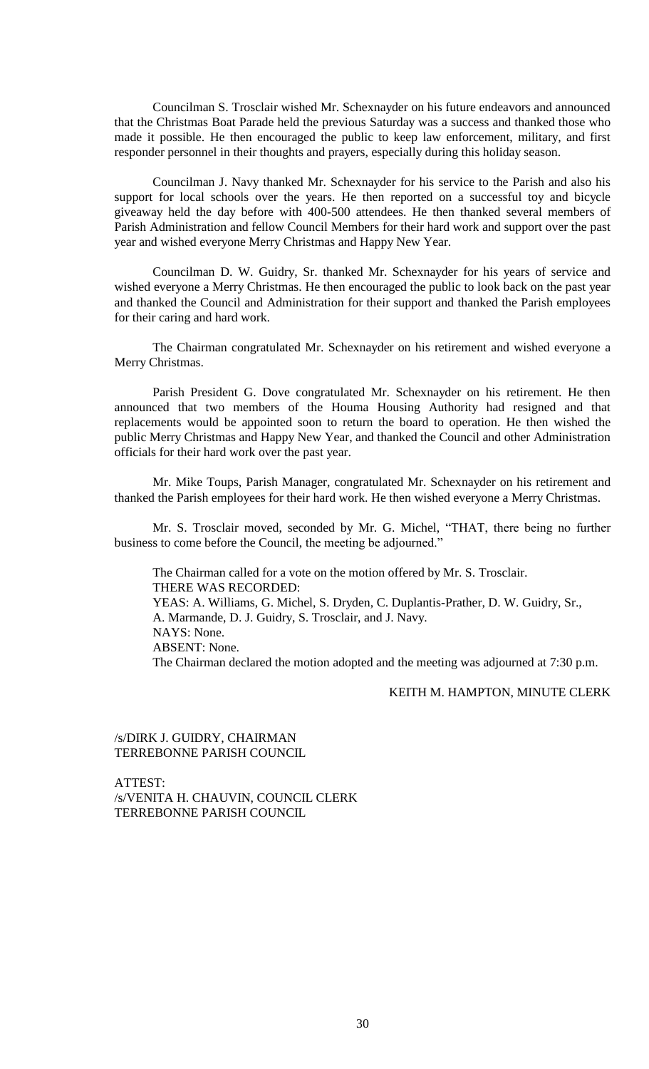Councilman S. Trosclair wished Mr. Schexnayder on his future endeavors and announced that the Christmas Boat Parade held the previous Saturday was a success and thanked those who made it possible. He then encouraged the public to keep law enforcement, military, and first responder personnel in their thoughts and prayers, especially during this holiday season.

Councilman J. Navy thanked Mr. Schexnayder for his service to the Parish and also his support for local schools over the years. He then reported on a successful toy and bicycle giveaway held the day before with 400-500 attendees. He then thanked several members of Parish Administration and fellow Council Members for their hard work and support over the past year and wished everyone Merry Christmas and Happy New Year.

Councilman D. W. Guidry, Sr. thanked Mr. Schexnayder for his years of service and wished everyone a Merry Christmas. He then encouraged the public to look back on the past year and thanked the Council and Administration for their support and thanked the Parish employees for their caring and hard work.

The Chairman congratulated Mr. Schexnayder on his retirement and wished everyone a Merry Christmas.

Parish President G. Dove congratulated Mr. Schexnayder on his retirement. He then announced that two members of the Houma Housing Authority had resigned and that replacements would be appointed soon to return the board to operation. He then wished the public Merry Christmas and Happy New Year, and thanked the Council and other Administration officials for their hard work over the past year.

Mr. Mike Toups, Parish Manager, congratulated Mr. Schexnayder on his retirement and thanked the Parish employees for their hard work. He then wished everyone a Merry Christmas.

Mr. S. Trosclair moved, seconded by Mr. G. Michel, "THAT, there being no further business to come before the Council, the meeting be adjourned."

The Chairman called for a vote on the motion offered by Mr. S. Trosclair.
THERE WAS RECORDED:
YEAS: A. Williams, G. Michel, S. Dryden, C. Duplantis-Prather, D. W. Guidry, Sr., A. Marmande, D. J. Guidry, S. Trosclair, and J. Navy.
NAYS: None.
ABSENT: None.
The Chairman declared the motion adopted and the meeting was adjourned at 7:30 p.m.

KEITH M. HAMPTON, MINUTE CLERK

/s/DIRK J. GUIDRY, CHAIRMAN
TERREBONNE PARISH COUNCIL

ATTEST:
/s/VENITA H. CHAUVIN, COUNCIL CLERK
TERREBONNE PARISH COUNCIL